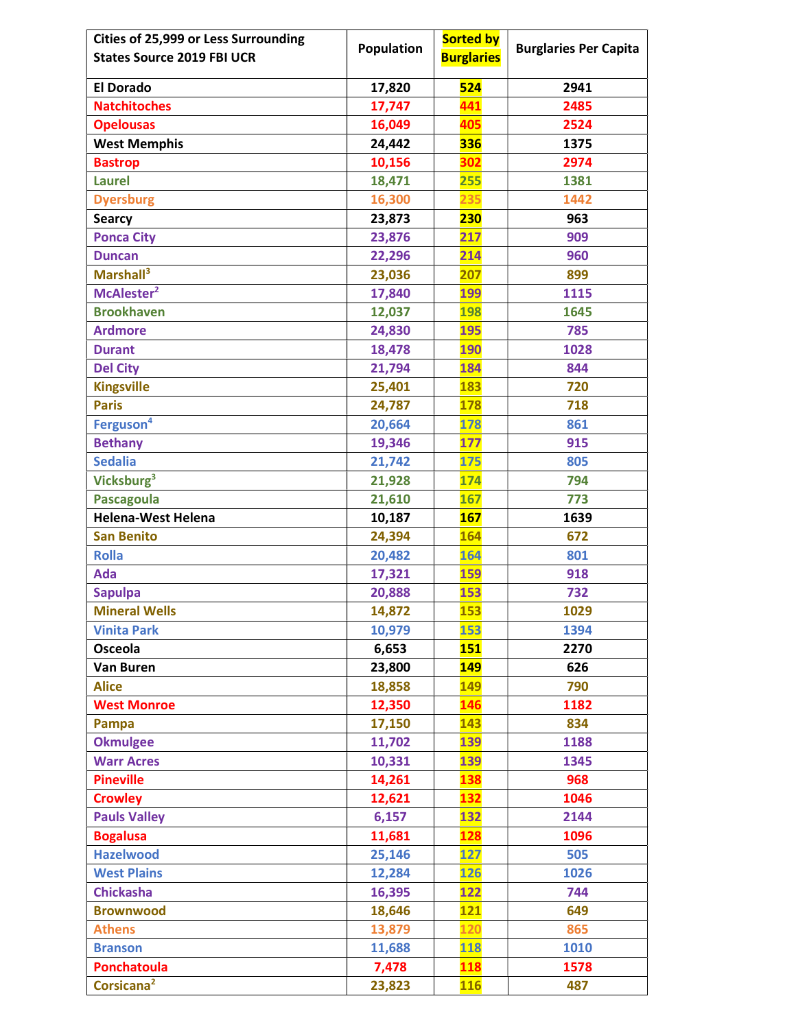| Cities of 25,999 or Less Surrounding States Source 2019 FBI UCR | Population | Sorted by Burglaries | Burglaries Per Capita |
|---|---|---|---|
| El Dorado | 17,820 | 524 | 2941 |
| Natchitoches | 17,747 | 441 | 2485 |
| Opelousas | 16,049 | 405 | 2524 |
| West Memphis | 24,442 | 336 | 1375 |
| Bastrop | 10,156 | 302 | 2974 |
| Laurel | 18,471 | 255 | 1381 |
| Dyersburg | 16,300 | 235 | 1442 |
| Searcy | 23,873 | 230 | 963 |
| Ponca City | 23,876 | 217 | 909 |
| Duncan | 22,296 | 214 | 960 |
| Marshall[3] | 23,036 | 207 | 899 |
| McAlester[2] | 17,840 | 199 | 1115 |
| Brookhaven | 12,037 | 198 | 1645 |
| Ardmore | 24,830 | 195 | 785 |
| Durant | 18,478 | 190 | 1028 |
| Del City | 21,794 | 184 | 844 |
| Kingsville | 25,401 | 183 | 720 |
| Paris | 24,787 | 178 | 718 |
| Ferguson[4] | 20,664 | 178 | 861 |
| Bethany | 19,346 | 177 | 915 |
| Sedalia | 21,742 | 175 | 805 |
| Vicksburg[3] | 21,928 | 174 | 794 |
| Pascagoula | 21,610 | 167 | 773 |
| Helena-West Helena | 10,187 | 167 | 1639 |
| San Benito | 24,394 | 164 | 672 |
| Rolla | 20,482 | 164 | 801 |
| Ada | 17,321 | 159 | 918 |
| Sapulpa | 20,888 | 153 | 732 |
| Mineral Wells | 14,872 | 153 | 1029 |
| Vinita Park | 10,979 | 153 | 1394 |
| Osceola | 6,653 | 151 | 2270 |
| Van Buren | 23,800 | 149 | 626 |
| Alice | 18,858 | 149 | 790 |
| West Monroe | 12,350 | 146 | 1182 |
| Pampa | 17,150 | 143 | 834 |
| Okmulgee | 11,702 | 139 | 1188 |
| Warr Acres | 10,331 | 139 | 1345 |
| Pineville | 14,261 | 138 | 968 |
| Crowley | 12,621 | 132 | 1046 |
| Pauls Valley | 6,157 | 132 | 2144 |
| Bogalusa | 11,681 | 128 | 1096 |
| Hazelwood | 25,146 | 127 | 505 |
| West Plains | 12,284 | 126 | 1026 |
| Chickasha | 16,395 | 122 | 744 |
| Brownwood | 18,646 | 121 | 649 |
| Athens | 13,879 | 120 | 865 |
| Branson | 11,688 | 118 | 1010 |
| Ponchatoula | 7,478 | 118 | 1578 |
| Corsicana[2] | 23,823 | 116 | 487 |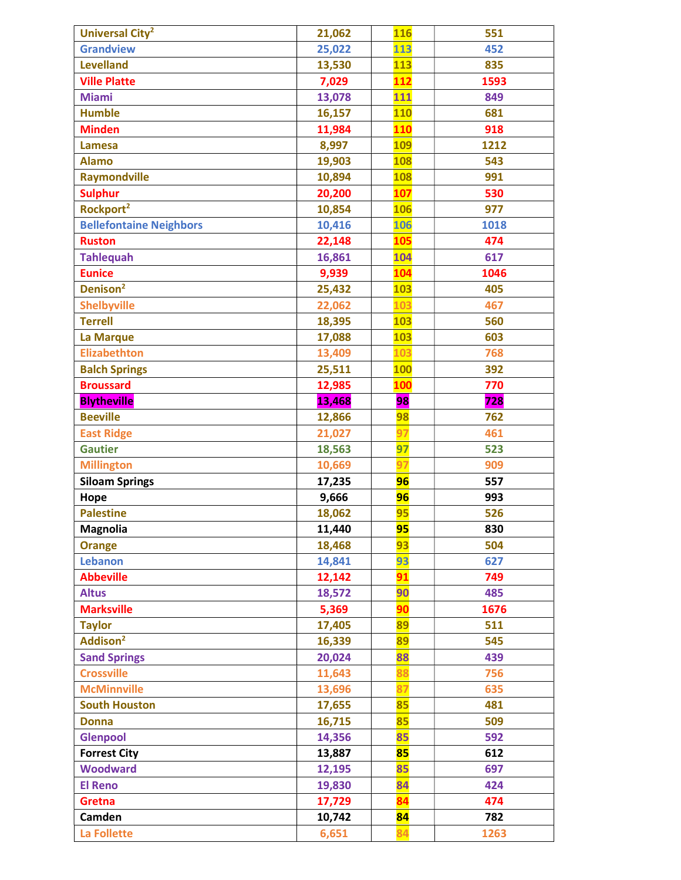| | | | |
|---|---|---|---|
| Universal City[2] | 21,062 | 116 | 551 |
| Grandview | 25,022 | 113 | 452 |
| Levelland | 13,530 | 113 | 835 |
| Ville Platte | 7,029 | 112 | 1593 |
| Miami | 13,078 | 111 | 849 |
| Humble | 16,157 | 110 | 681 |
| Minden | 11,984 | 110 | 918 |
| Lamesa | 8,997 | 109 | 1212 |
| Alamo | 19,903 | 108 | 543 |
| Raymondville | 10,894 | 108 | 991 |
| Sulphur | 20,200 | 107 | 530 |
| Rockport[2] | 10,854 | 106 | 977 |
| Bellefontaine Neighbors | 10,416 | 106 | 1018 |
| Ruston | 22,148 | 105 | 474 |
| Tahlequah | 16,861 | 104 | 617 |
| Eunice | 9,939 | 104 | 1046 |
| Denison[2] | 25,432 | 103 | 405 |
| Shelbyville | 22,062 | 103 | 467 |
| Terrell | 18,395 | 103 | 560 |
| La Marque | 17,088 | 103 | 603 |
| Elizabethton | 13,409 | 103 | 768 |
| Balch Springs | 25,511 | 100 | 392 |
| Broussard | 12,985 | 100 | 770 |
| Blytheville | 13,468 | 98 | 728 |
| Beeville | 12,866 | 98 | 762 |
| East Ridge | 21,027 | 97 | 461 |
| Gautier | 18,563 | 97 | 523 |
| Millington | 10,669 | 97 | 909 |
| Siloam Springs | 17,235 | 96 | 557 |
| Hope | 9,666 | 96 | 993 |
| Palestine | 18,062 | 95 | 526 |
| Magnolia | 11,440 | 95 | 830 |
| Orange | 18,468 | 93 | 504 |
| Lebanon | 14,841 | 93 | 627 |
| Abbeville | 12,142 | 91 | 749 |
| Altus | 18,572 | 90 | 485 |
| Marksville | 5,369 | 90 | 1676 |
| Taylor | 17,405 | 89 | 511 |
| Addison[2] | 16,339 | 89 | 545 |
| Sand Springs | 20,024 | 88 | 439 |
| Crossville | 11,643 | 88 | 756 |
| McMinnville | 13,696 | 87 | 635 |
| South Houston | 17,655 | 85 | 481 |
| Donna | 16,715 | 85 | 509 |
| Glenpool | 14,356 | 85 | 592 |
| Forrest City | 13,887 | 85 | 612 |
| Woodward | 12,195 | 85 | 697 |
| El Reno | 19,830 | 84 | 424 |
| Gretna | 17,729 | 84 | 474 |
| Camden | 10,742 | 84 | 782 |
| La Follette | 6,651 | 84 | 1263 |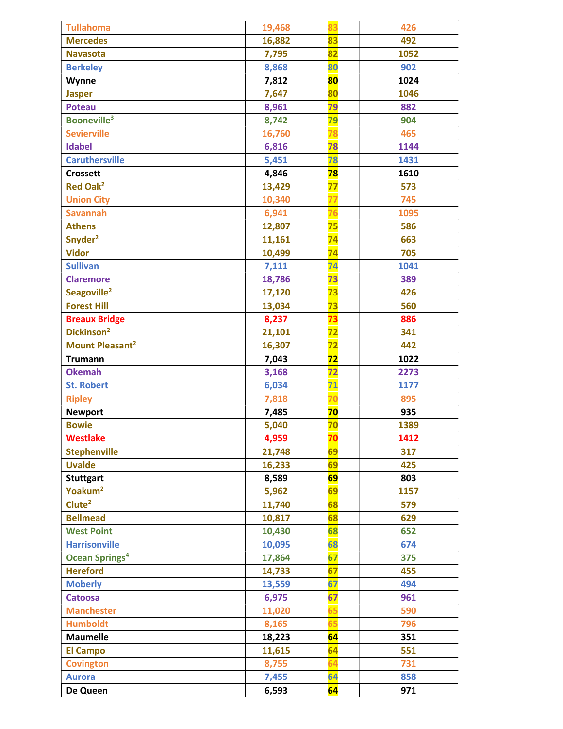| | | | |
|---|---|---|---|
| Tullahoma | 19,468 | 83 | 426 |
| Mercedes | 16,882 | 83 | 492 |
| Navasota | 7,795 | 82 | 1052 |
| Berkeley | 8,868 | 80 | 902 |
| Wynne | 7,812 | 80 | 1024 |
| Jasper | 7,647 | 80 | 1046 |
| Poteau | 8,961 | 79 | 882 |
| Booneville[3] | 8,742 | 79 | 904 |
| Sevierville | 16,760 | 78 | 465 |
| Idabel | 6,816 | 78 | 1144 |
| Caruthersville | 5,451 | 78 | 1431 |
| Crossett | 4,846 | 78 | 1610 |
| Red Oak[2] | 13,429 | 77 | 573 |
| Union City | 10,340 | 77 | 745 |
| Savannah | 6,941 | 76 | 1095 |
| Athens | 12,807 | 75 | 586 |
| Snyder[2] | 11,161 | 74 | 663 |
| Vidor | 10,499 | 74 | 705 |
| Sullivan | 7,111 | 74 | 1041 |
| Claremore | 18,786 | 73 | 389 |
| Seagoville[2] | 17,120 | 73 | 426 |
| Forest Hill | 13,034 | 73 | 560 |
| Breaux Bridge | 8,237 | 73 | 886 |
| Dickinson[2] | 21,101 | 72 | 341 |
| Mount Pleasant[2] | 16,307 | 72 | 442 |
| Trumann | 7,043 | 72 | 1022 |
| Okemah | 3,168 | 72 | 2273 |
| St. Robert | 6,034 | 71 | 1177 |
| Ripley | 7,818 | 70 | 895 |
| Newport | 7,485 | 70 | 935 |
| Bowie | 5,040 | 70 | 1389 |
| Westlake | 4,959 | 70 | 1412 |
| Stephenville | 21,748 | 69 | 317 |
| Uvalde | 16,233 | 69 | 425 |
| Stuttgart | 8,589 | 69 | 803 |
| Yoakum[2] | 5,962 | 69 | 1157 |
| Clute[2] | 11,740 | 68 | 579 |
| Bellmead | 10,817 | 68 | 629 |
| West Point | 10,430 | 68 | 652 |
| Harrisonville | 10,095 | 68 | 674 |
| Ocean Springs[4] | 17,864 | 67 | 375 |
| Hereford | 14,733 | 67 | 455 |
| Moberly | 13,559 | 67 | 494 |
| Catoosa | 6,975 | 67 | 961 |
| Manchester | 11,020 | 65 | 590 |
| Humboldt | 8,165 | 65 | 796 |
| Maumelle | 18,223 | 64 | 351 |
| El Campo | 11,615 | 64 | 551 |
| Covington | 8,755 | 64 | 731 |
| Aurora | 7,455 | 64 | 858 |
| De Queen | 6,593 | 64 | 971 |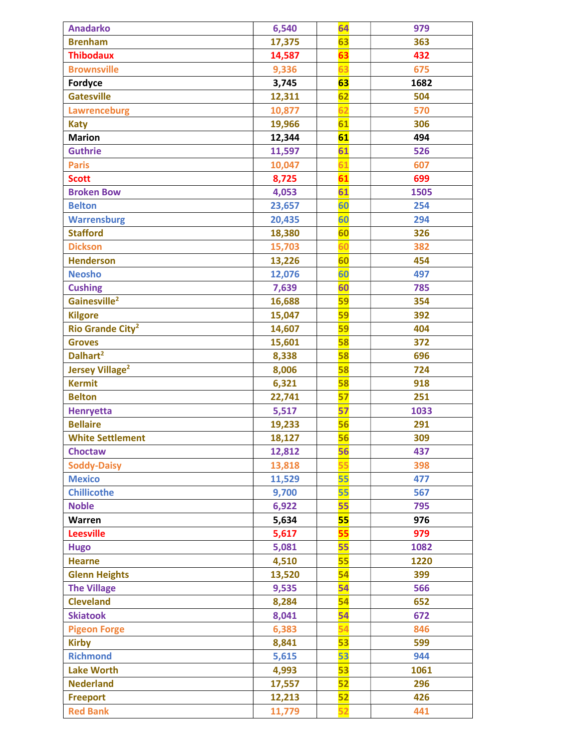| | | | |
|---|---|---|---|
| Anadarko | 6,540 | 64 | 979 |
| Brenham | 17,375 | 63 | 363 |
| Thibodaux | 14,587 | 63 | 432 |
| Brownsville | 9,336 | 63 | 675 |
| Fordyce | 3,745 | 63 | 1682 |
| Gatesville | 12,311 | 62 | 504 |
| Lawrenceburg | 10,877 | 62 | 570 |
| Katy | 19,966 | 61 | 306 |
| Marion | 12,344 | 61 | 494 |
| Guthrie | 11,597 | 61 | 526 |
| Paris | 10,047 | 61 | 607 |
| Scott | 8,725 | 61 | 699 |
| Broken Bow | 4,053 | 61 | 1505 |
| Belton | 23,657 | 60 | 254 |
| Warrensburg | 20,435 | 60 | 294 |
| Stafford | 18,380 | 60 | 326 |
| Dickson | 15,703 | 60 | 382 |
| Henderson | 13,226 | 60 | 454 |
| Neosho | 12,076 | 60 | 497 |
| Cushing | 7,639 | 60 | 785 |
| Gainesville[2] | 16,688 | 59 | 354 |
| Kilgore | 15,047 | 59 | 392 |
| Rio Grande City[2] | 14,607 | 59 | 404 |
| Groves | 15,601 | 58 | 372 |
| Dalhart[2] | 8,338 | 58 | 696 |
| Jersey Village[2] | 8,006 | 58 | 724 |
| Kermit | 6,321 | 58 | 918 |
| Belton | 22,741 | 57 | 251 |
| Henryetta | 5,517 | 57 | 1033 |
| Bellaire | 19,233 | 56 | 291 |
| White Settlement | 18,127 | 56 | 309 |
| Choctaw | 12,812 | 56 | 437 |
| Soddy-Daisy | 13,818 | 55 | 398 |
| Mexico | 11,529 | 55 | 477 |
| Chillicothe | 9,700 | 55 | 567 |
| Noble | 6,922 | 55 | 795 |
| Warren | 5,634 | 55 | 976 |
| Leesville | 5,617 | 55 | 979 |
| Hugo | 5,081 | 55 | 1082 |
| Hearne | 4,510 | 55 | 1220 |
| Glenn Heights | 13,520 | 54 | 399 |
| The Village | 9,535 | 54 | 566 |
| Cleveland | 8,284 | 54 | 652 |
| Skiatook | 8,041 | 54 | 672 |
| Pigeon Forge | 6,383 | 54 | 846 |
| Kirby | 8,841 | 53 | 599 |
| Richmond | 5,615 | 53 | 944 |
| Lake Worth | 4,993 | 53 | 1061 |
| Nederland | 17,557 | 52 | 296 |
| Freeport | 12,213 | 52 | 426 |
| Red Bank | 11,779 | 52 | 441 |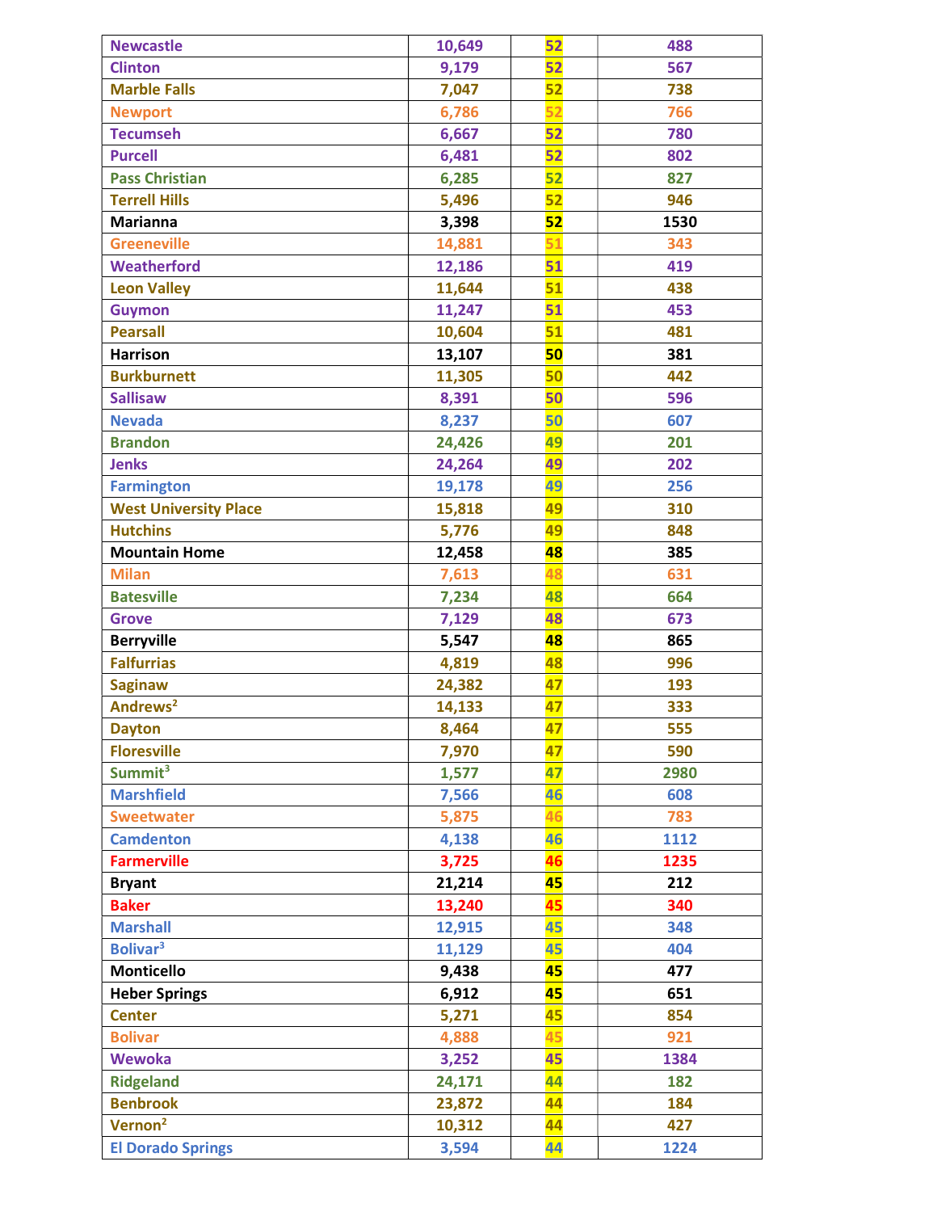| | | | |
|---|---|---|---|
| Newcastle | 10,649 | 52 | 488 |
| Clinton | 9,179 | 52 | 567 |
| Marble Falls | 7,047 | 52 | 738 |
| Newport | 6,786 | 52 | 766 |
| Tecumseh | 6,667 | 52 | 780 |
| Purcell | 6,481 | 52 | 802 |
| Pass Christian | 6,285 | 52 | 827 |
| Terrell Hills | 5,496 | 52 | 946 |
| Marianna | 3,398 | 52 | 1530 |
| Greeneville | 14,881 | 51 | 343 |
| Weatherford | 12,186 | 51 | 419 |
| Leon Valley | 11,644 | 51 | 438 |
| Guymon | 11,247 | 51 | 453 |
| Pearsall | 10,604 | 51 | 481 |
| Harrison | 13,107 | 50 | 381 |
| Burkburnett | 11,305 | 50 | 442 |
| Sallisaw | 8,391 | 50 | 596 |
| Nevada | 8,237 | 50 | 607 |
| Brandon | 24,426 | 49 | 201 |
| Jenks | 24,264 | 49 | 202 |
| Farmington | 19,178 | 49 | 256 |
| West University Place | 15,818 | 49 | 310 |
| Hutchins | 5,776 | 49 | 848 |
| Mountain Home | 12,458 | 48 | 385 |
| Milan | 7,613 | 48 | 631 |
| Batesville | 7,234 | 48 | 664 |
| Grove | 7,129 | 48 | 673 |
| Berryville | 5,547 | 48 | 865 |
| Falfurrias | 4,819 | 48 | 996 |
| Saginaw | 24,382 | 47 | 193 |
| Andrews[2] | 14,133 | 47 | 333 |
| Dayton | 8,464 | 47 | 555 |
| Floresville | 7,970 | 47 | 590 |
| Summit[3] | 1,577 | 47 | 2980 |
| Marshfield | 7,566 | 46 | 608 |
| Sweetwater | 5,875 | 46 | 783 |
| Camdenton | 4,138 | 46 | 1112 |
| Farmerville | 3,725 | 46 | 1235 |
| Bryant | 21,214 | 45 | 212 |
| Baker | 13,240 | 45 | 340 |
| Marshall | 12,915 | 45 | 348 |
| Bolivar[3] | 11,129 | 45 | 404 |
| Monticello | 9,438 | 45 | 477 |
| Heber Springs | 6,912 | 45 | 651 |
| Center | 5,271 | 45 | 854 |
| Bolivar | 4,888 | 45 | 921 |
| Wewoka | 3,252 | 45 | 1384 |
| Ridgeland | 24,171 | 44 | 182 |
| Benbrook | 23,872 | 44 | 184 |
| Vernon[2] | 10,312 | 44 | 427 |
| El Dorado Springs | 3,594 | 44 | 1224 |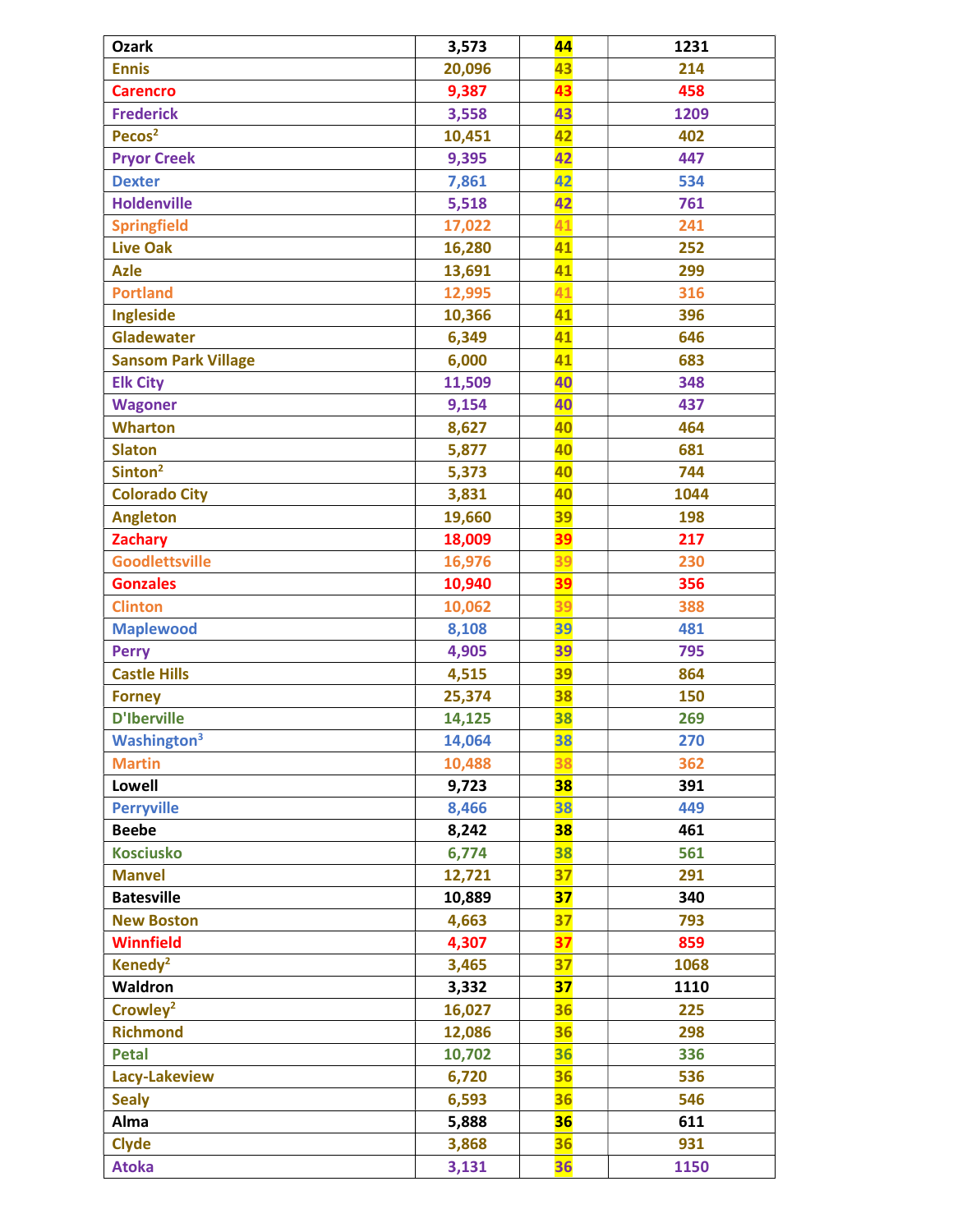| | | | |
|---|---|---|---|
| Ozark | 3,573 | 44 | 1231 |
| Ennis | 20,096 | 43 | 214 |
| Carencro | 9,387 | 43 | 458 |
| Frederick | 3,558 | 43 | 1209 |
| Pecos[2] | 10,451 | 42 | 402 |
| Pryor Creek | 9,395 | 42 | 447 |
| Dexter | 7,861 | 42 | 534 |
| Holdenville | 5,518 | 42 | 761 |
| Springfield | 17,022 | 41 | 241 |
| Live Oak | 16,280 | 41 | 252 |
| Azle | 13,691 | 41 | 299 |
| Portland | 12,995 | 41 | 316 |
| Ingleside | 10,366 | 41 | 396 |
| Gladewater | 6,349 | 41 | 646 |
| Sansom Park Village | 6,000 | 41 | 683 |
| Elk City | 11,509 | 40 | 348 |
| Wagoner | 9,154 | 40 | 437 |
| Wharton | 8,627 | 40 | 464 |
| Slaton | 5,877 | 40 | 681 |
| Sinton[2] | 5,373 | 40 | 744 |
| Colorado City | 3,831 | 40 | 1044 |
| Angleton | 19,660 | 39 | 198 |
| Zachary | 18,009 | 39 | 217 |
| Goodlettsville | 16,976 | 39 | 230 |
| Gonzales | 10,940 | 39 | 356 |
| Clinton | 10,062 | 39 | 388 |
| Maplewood | 8,108 | 39 | 481 |
| Perry | 4,905 | 39 | 795 |
| Castle Hills | 4,515 | 39 | 864 |
| Forney | 25,374 | 38 | 150 |
| D'Iberville | 14,125 | 38 | 269 |
| Washington[3] | 14,064 | 38 | 270 |
| Martin | 10,488 | 38 | 362 |
| Lowell | 9,723 | 38 | 391 |
| Perryville | 8,466 | 38 | 449 |
| Beebe | 8,242 | 38 | 461 |
| Kosciusko | 6,774 | 38 | 561 |
| Manvel | 12,721 | 37 | 291 |
| Batesville | 10,889 | 37 | 340 |
| New Boston | 4,663 | 37 | 793 |
| Winnfield | 4,307 | 37 | 859 |
| Kenedy[2] | 3,465 | 37 | 1068 |
| Waldron | 3,332 | 37 | 1110 |
| Crowley[2] | 16,027 | 36 | 225 |
| Richmond | 12,086 | 36 | 298 |
| Petal | 10,702 | 36 | 336 |
| Lacy-Lakeview | 6,720 | 36 | 536 |
| Sealy | 6,593 | 36 | 546 |
| Alma | 5,888 | 36 | 611 |
| Clyde | 3,868 | 36 | 931 |
| Atoka | 3,131 | 36 | 1150 |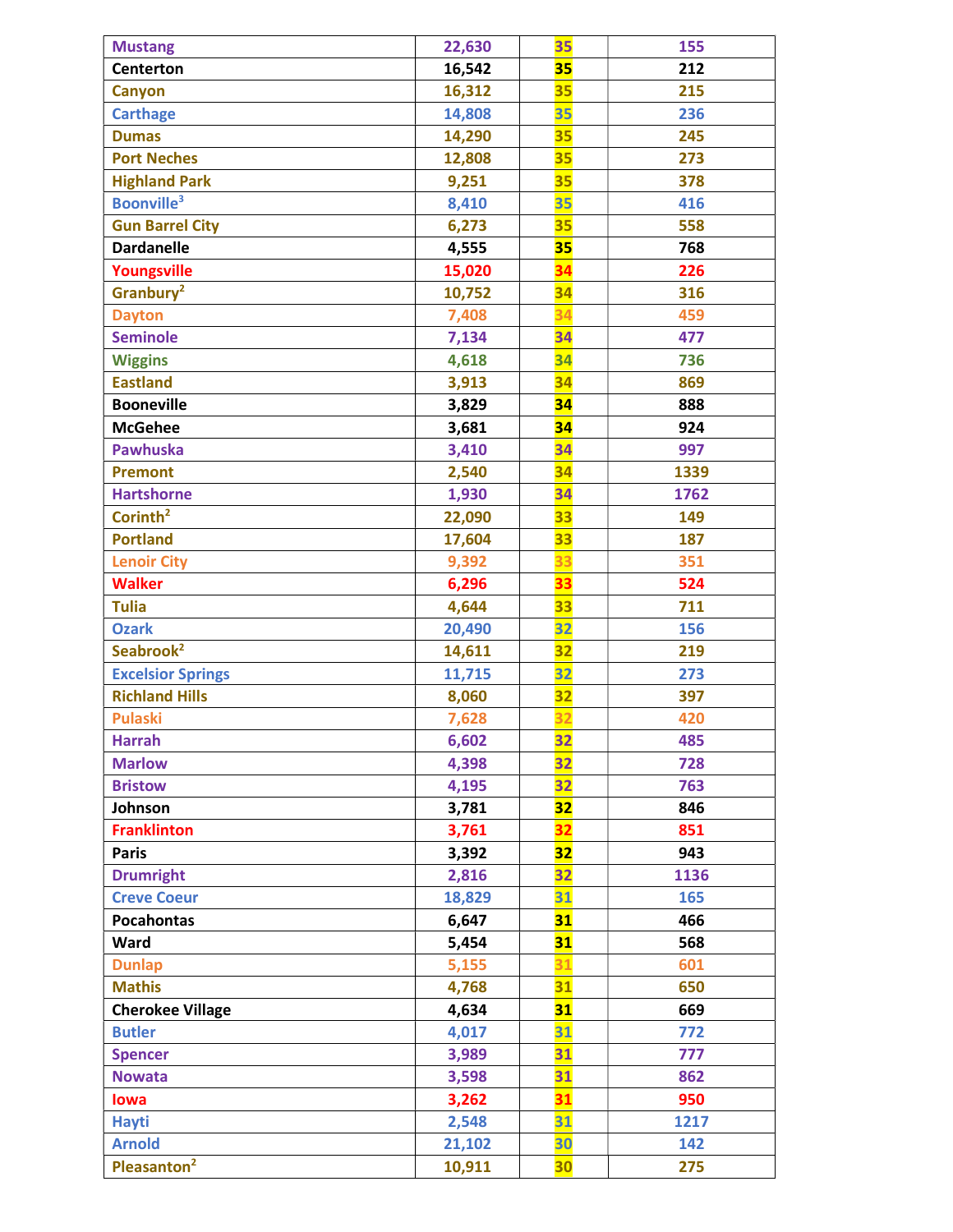| | | | |
|---|---|---|---|
| Mustang | 22,630 | 35 | 155 |
| Centerton | 16,542 | 35 | 212 |
| Canyon | 16,312 | 35 | 215 |
| Carthage | 14,808 | 35 | 236 |
| Dumas | 14,290 | 35 | 245 |
| Port Neches | 12,808 | 35 | 273 |
| Highland Park | 9,251 | 35 | 378 |
| Boonville[3] | 8,410 | 35 | 416 |
| Gun Barrel City | 6,273 | 35 | 558 |
| Dardanelle | 4,555 | 35 | 768 |
| Youngsville | 15,020 | 34 | 226 |
| Granbury[2] | 10,752 | 34 | 316 |
| Dayton | 7,408 | 34 | 459 |
| Seminole | 7,134 | 34 | 477 |
| Wiggins | 4,618 | 34 | 736 |
| Eastland | 3,913 | 34 | 869 |
| Booneville | 3,829 | 34 | 888 |
| McGehee | 3,681 | 34 | 924 |
| Pawhuska | 3,410 | 34 | 997 |
| Premont | 2,540 | 34 | 1339 |
| Hartshorne | 1,930 | 34 | 1762 |
| Corinth[2] | 22,090 | 33 | 149 |
| Portland | 17,604 | 33 | 187 |
| Lenoir City | 9,392 | 33 | 351 |
| Walker | 6,296 | 33 | 524 |
| Tulia | 4,644 | 33 | 711 |
| Ozark | 20,490 | 32 | 156 |
| Seabrook[2] | 14,611 | 32 | 219 |
| Excelsior Springs | 11,715 | 32 | 273 |
| Richland Hills | 8,060 | 32 | 397 |
| Pulaski | 7,628 | 32 | 420 |
| Harrah | 6,602 | 32 | 485 |
| Marlow | 4,398 | 32 | 728 |
| Bristow | 4,195 | 32 | 763 |
| Johnson | 3,781 | 32 | 846 |
| Franklinton | 3,761 | 32 | 851 |
| Paris | 3,392 | 32 | 943 |
| Drumright | 2,816 | 32 | 1136 |
| Creve Coeur | 18,829 | 31 | 165 |
| Pocahontas | 6,647 | 31 | 466 |
| Ward | 5,454 | 31 | 568 |
| Dunlap | 5,155 | 31 | 601 |
| Mathis | 4,768 | 31 | 650 |
| Cherokee Village | 4,634 | 31 | 669 |
| Butler | 4,017 | 31 | 772 |
| Spencer | 3,989 | 31 | 777 |
| Nowata | 3,598 | 31 | 862 |
| Iowa | 3,262 | 31 | 950 |
| Hayti | 2,548 | 31 | 1217 |
| Arnold | 21,102 | 30 | 142 |
| Pleasanton[2] | 10,911 | 30 | 275 |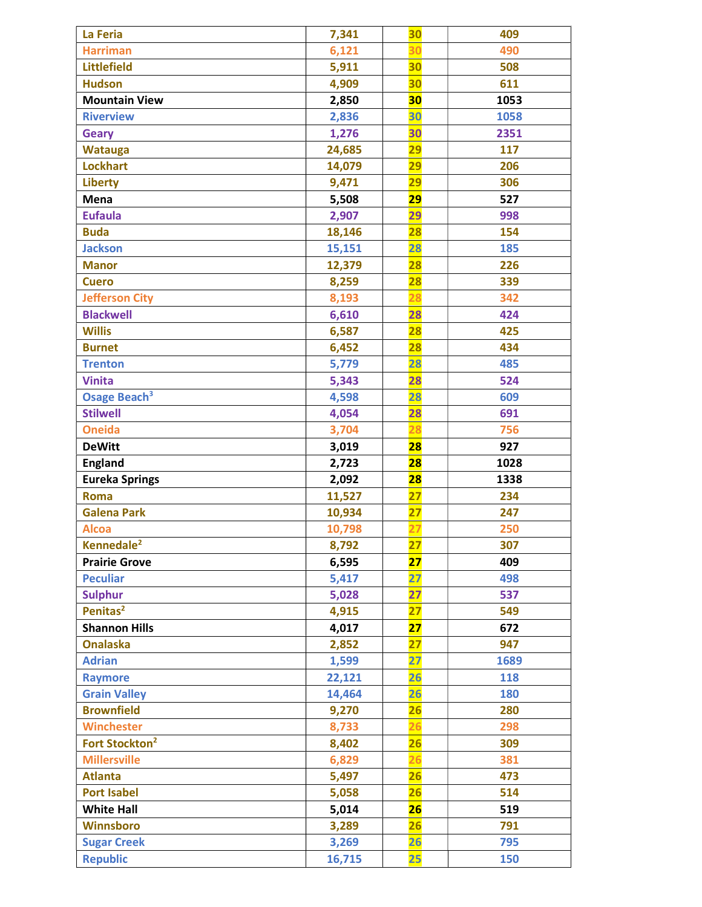| | | | |
|---|---|---|---|
| La Feria | 7,341 | 30 | 409 |
| Harriman | 6,121 | 30 | 490 |
| Littlefield | 5,911 | 30 | 508 |
| Hudson | 4,909 | 30 | 611 |
| Mountain View | 2,850 | 30 | 1053 |
| Riverview | 2,836 | 30 | 1058 |
| Geary | 1,276 | 30 | 2351 |
| Watauga | 24,685 | 29 | 117 |
| Lockhart | 14,079 | 29 | 206 |
| Liberty | 9,471 | 29 | 306 |
| Mena | 5,508 | 29 | 527 |
| Eufaula | 2,907 | 29 | 998 |
| Buda | 18,146 | 28 | 154 |
| Jackson | 15,151 | 28 | 185 |
| Manor | 12,379 | 28 | 226 |
| Cuero | 8,259 | 28 | 339 |
| Jefferson City | 8,193 | 28 | 342 |
| Blackwell | 6,610 | 28 | 424 |
| Willis | 6,587 | 28 | 425 |
| Burnet | 6,452 | 28 | 434 |
| Trenton | 5,779 | 28 | 485 |
| Vinita | 5,343 | 28 | 524 |
| Osage Beach[3] | 4,598 | 28 | 609 |
| Stilwell | 4,054 | 28 | 691 |
| Oneida | 3,704 | 28 | 756 |
| DeWitt | 3,019 | 28 | 927 |
| England | 2,723 | 28 | 1028 |
| Eureka Springs | 2,092 | 28 | 1338 |
| Roma | 11,527 | 27 | 234 |
| Galena Park | 10,934 | 27 | 247 |
| Alcoa | 10,798 | 27 | 250 |
| Kennedale[2] | 8,792 | 27 | 307 |
| Prairie Grove | 6,595 | 27 | 409 |
| Peculiar | 5,417 | 27 | 498 |
| Sulphur | 5,028 | 27 | 537 |
| Penitas[2] | 4,915 | 27 | 549 |
| Shannon Hills | 4,017 | 27 | 672 |
| Onalaska | 2,852 | 27 | 947 |
| Adrian | 1,599 | 27 | 1689 |
| Raymore | 22,121 | 26 | 118 |
| Grain Valley | 14,464 | 26 | 180 |
| Brownfield | 9,270 | 26 | 280 |
| Winchester | 8,733 | 26 | 298 |
| Fort Stockton[2] | 8,402 | 26 | 309 |
| Millersville | 6,829 | 26 | 381 |
| Atlanta | 5,497 | 26 | 473 |
| Port Isabel | 5,058 | 26 | 514 |
| White Hall | 5,014 | 26 | 519 |
| Winnsboro | 3,289 | 26 | 791 |
| Sugar Creek | 3,269 | 26 | 795 |
| Republic | 16,715 | 25 | 150 |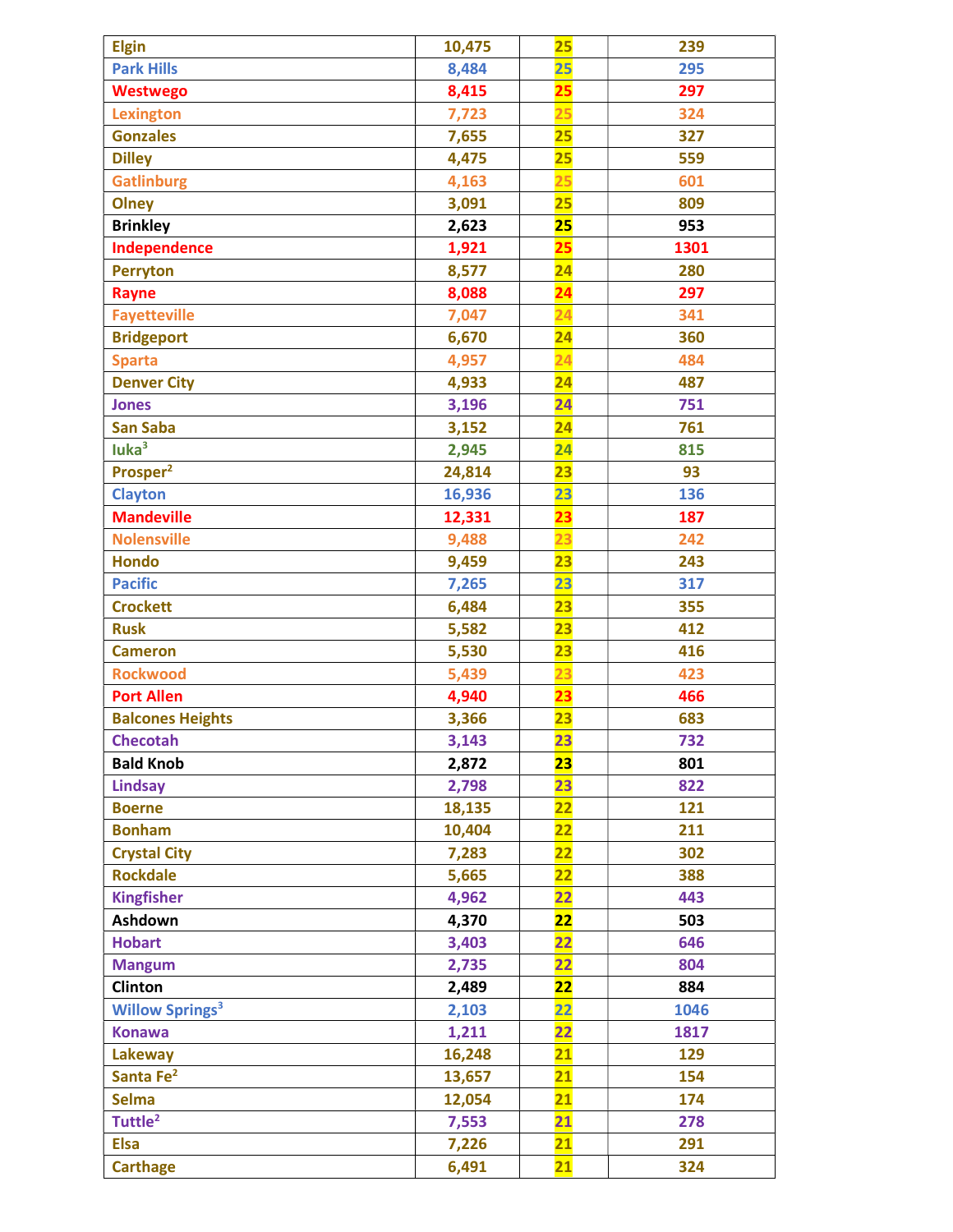| | | | |
|---|---|---|---|
| Elgin | 10,475 | 25 | 239 |
| Park Hills | 8,484 | 25 | 295 |
| Westwego | 8,415 | 25 | 297 |
| Lexington | 7,723 | 25 | 324 |
| Gonzales | 7,655 | 25 | 327 |
| Dilley | 4,475 | 25 | 559 |
| Gatlinburg | 4,163 | 25 | 601 |
| Olney | 3,091 | 25 | 809 |
| Brinkley | 2,623 | 25 | 953 |
| Independence | 1,921 | 25 | 1301 |
| Perryton | 8,577 | 24 | 280 |
| Rayne | 8,088 | 24 | 297 |
| Fayetteville | 7,047 | 24 | 341 |
| Bridgeport | 6,670 | 24 | 360 |
| Sparta | 4,957 | 24 | 484 |
| Denver City | 4,933 | 24 | 487 |
| Jones | 3,196 | 24 | 751 |
| San Saba | 3,152 | 24 | 761 |
| Iuka[3] | 2,945 | 24 | 815 |
| Prosper[2] | 24,814 | 23 | 93 |
| Clayton | 16,936 | 23 | 136 |
| Mandeville | 12,331 | 23 | 187 |
| Nolensville | 9,488 | 23 | 242 |
| Hondo | 9,459 | 23 | 243 |
| Pacific | 7,265 | 23 | 317 |
| Crockett | 6,484 | 23 | 355 |
| Rusk | 5,582 | 23 | 412 |
| Cameron | 5,530 | 23 | 416 |
| Rockwood | 5,439 | 23 | 423 |
| Port Allen | 4,940 | 23 | 466 |
| Balcones Heights | 3,366 | 23 | 683 |
| Checotah | 3,143 | 23 | 732 |
| Bald Knob | 2,872 | 23 | 801 |
| Lindsay | 2,798 | 23 | 822 |
| Boerne | 18,135 | 22 | 121 |
| Bonham | 10,404 | 22 | 211 |
| Crystal City | 7,283 | 22 | 302 |
| Rockdale | 5,665 | 22 | 388 |
| Kingfisher | 4,962 | 22 | 443 |
| Ashdown | 4,370 | 22 | 503 |
| Hobart | 3,403 | 22 | 646 |
| Mangum | 2,735 | 22 | 804 |
| Clinton | 2,489 | 22 | 884 |
| Willow Springs[3] | 2,103 | 22 | 1046 |
| Konawa | 1,211 | 22 | 1817 |
| Lakeway | 16,248 | 21 | 129 |
| Santa Fe[2] | 13,657 | 21 | 154 |
| Selma | 12,054 | 21 | 174 |
| Tuttle[2] | 7,553 | 21 | 278 |
| Elsa | 7,226 | 21 | 291 |
| Carthage | 6,491 | 21 | 324 |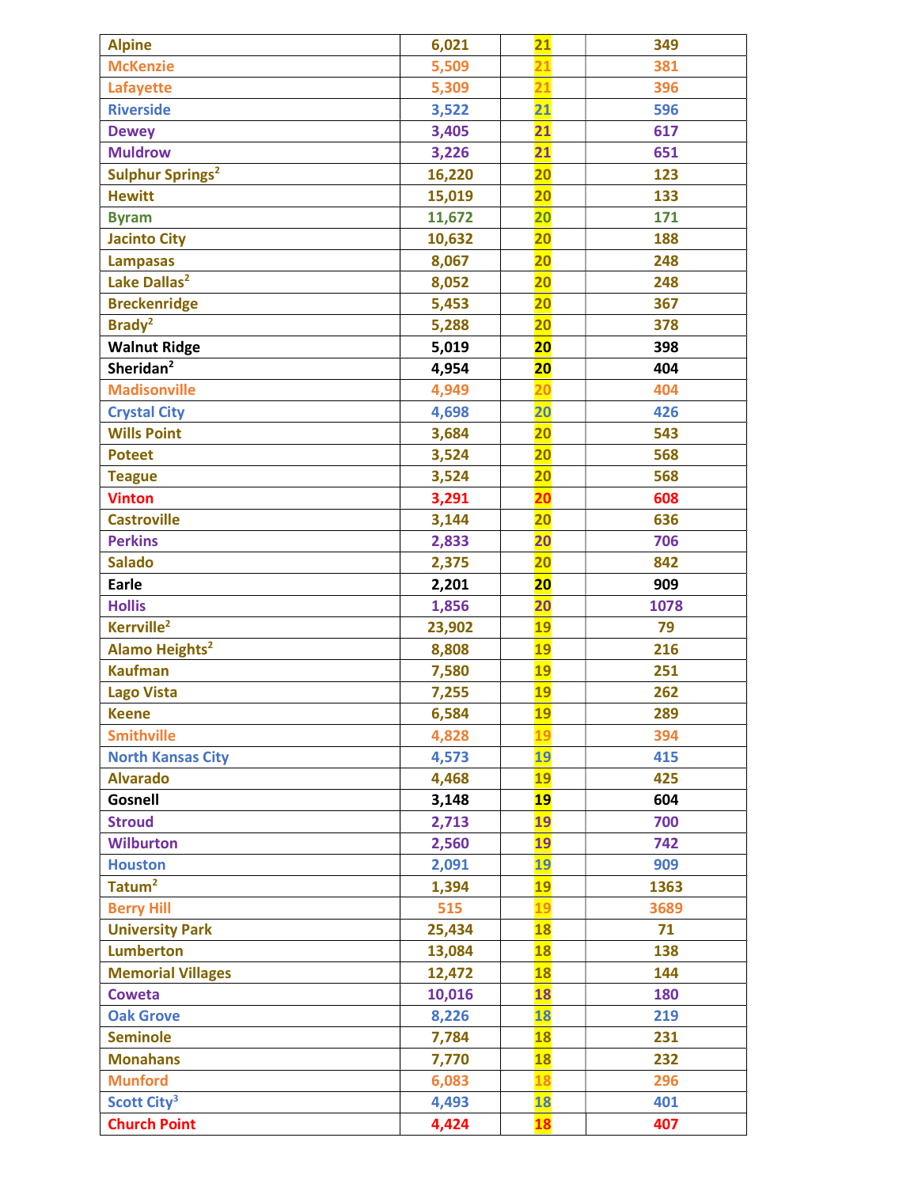| | | | |
|---|---|---|---|
| Alpine | 6,021 | 21 | 349 |
| McKenzie | 5,509 | 21 | 381 |
| Lafayette | 5,309 | 21 | 396 |
| Riverside | 3,522 | 21 | 596 |
| Dewey | 3,405 | 21 | 617 |
| Muldrow | 3,226 | 21 | 651 |
| Sulphur Springs[2] | 16,220 | 20 | 123 |
| Hewitt | 15,019 | 20 | 133 |
| Byram | 11,672 | 20 | 171 |
| Jacinto City | 10,632 | 20 | 188 |
| Lampasas | 8,067 | 20 | 248 |
| Lake Dallas[2] | 8,052 | 20 | 248 |
| Breckenridge | 5,453 | 20 | 367 |
| Brady[2] | 5,288 | 20 | 378 |
| Walnut Ridge | 5,019 | 20 | 398 |
| Sheridan[2] | 4,954 | 20 | 404 |
| Madisonville | 4,949 | 20 | 404 |
| Crystal City | 4,698 | 20 | 426 |
| Wills Point | 3,684 | 20 | 543 |
| Poteet | 3,524 | 20 | 568 |
| Teague | 3,524 | 20 | 568 |
| Vinton | 3,291 | 20 | 608 |
| Castroville | 3,144 | 20 | 636 |
| Perkins | 2,833 | 20 | 706 |
| Salado | 2,375 | 20 | 842 |
| Earle | 2,201 | 20 | 909 |
| Hollis | 1,856 | 20 | 1078 |
| Kerrville[2] | 23,902 | 19 | 79 |
| Alamo Heights[2] | 8,808 | 19 | 216 |
| Kaufman | 7,580 | 19 | 251 |
| Lago Vista | 7,255 | 19 | 262 |
| Keene | 6,584 | 19 | 289 |
| Smithville | 4,828 | 19 | 394 |
| North Kansas City | 4,573 | 19 | 415 |
| Alvarado | 4,468 | 19 | 425 |
| Gosnell | 3,148 | 19 | 604 |
| Stroud | 2,713 | 19 | 700 |
| Wilburton | 2,560 | 19 | 742 |
| Houston | 2,091 | 19 | 909 |
| Tatum[2] | 1,394 | 19 | 1363 |
| Berry Hill | 515 | 19 | 3689 |
| University Park | 25,434 | 18 | 71 |
| Lumberton | 13,084 | 18 | 138 |
| Memorial Villages | 12,472 | 18 | 144 |
| Coweta | 10,016 | 18 | 180 |
| Oak Grove | 8,226 | 18 | 219 |
| Seminole | 7,784 | 18 | 231 |
| Monahans | 7,770 | 18 | 232 |
| Munford | 6,083 | 18 | 296 |
| Scott City[3] | 4,493 | 18 | 401 |
| Church Point | 4,424 | 18 | 407 |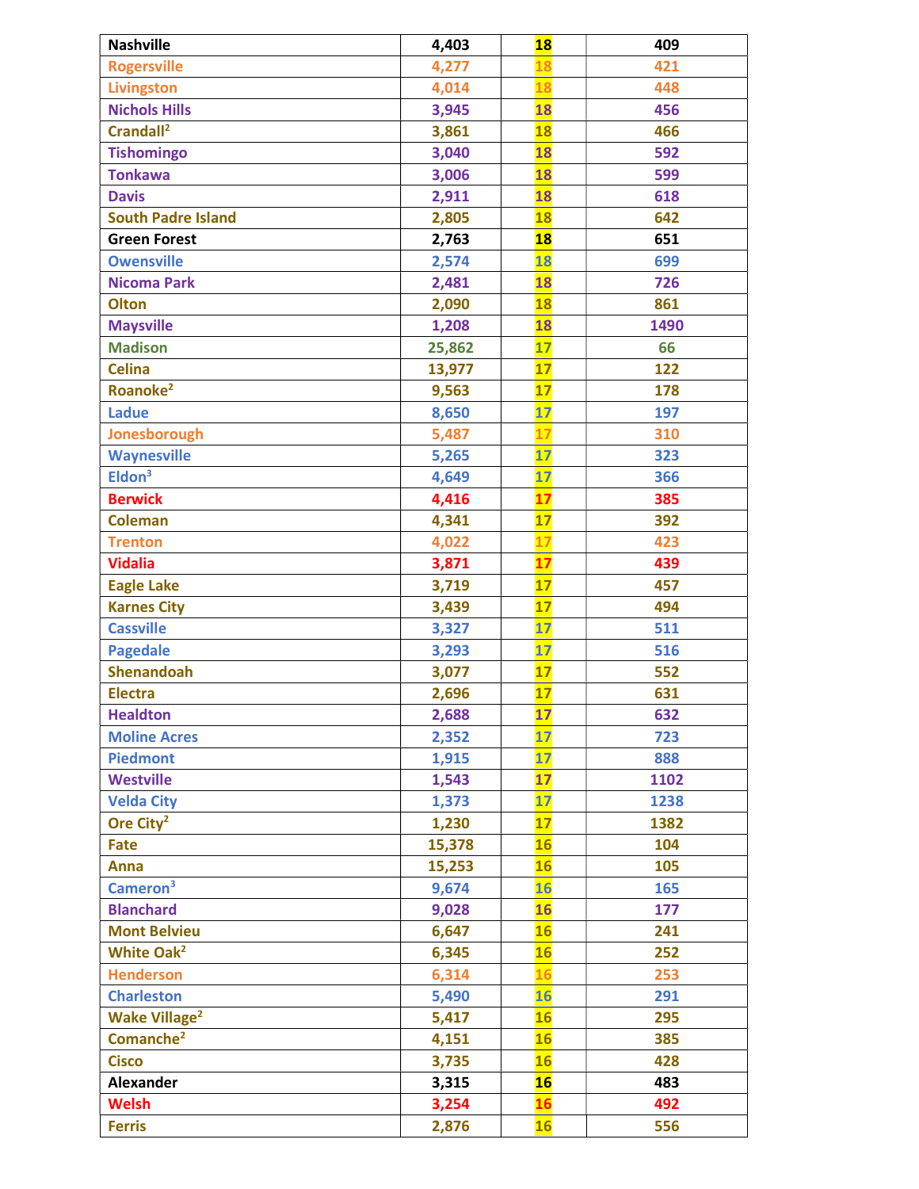| Nashville | 4,403 | 18 | 409 |
|---|---|---|---|
| Rogersville | 4,277 | 18 | 421 |
| Livingston | 4,014 | 18 | 448 |
| Nichols Hills | 3,945 | 18 | 456 |
| Crandall[2] | 3,861 | 18 | 466 |
| Tishomingo | 3,040 | 18 | 592 |
| Tonkawa | 3,006 | 18 | 599 |
| Davis | 2,911 | 18 | 618 |
| South Padre Island | 2,805 | 18 | 642 |
| Green Forest | 2,763 | 18 | 651 |
| Owensville | 2,574 | 18 | 699 |
| Nicoma Park | 2,481 | 18 | 726 |
| Olton | 2,090 | 18 | 861 |
| Maysville | 1,208 | 18 | 1490 |
| Madison | 25,862 | 17 | 66 |
| Celina | 13,977 | 17 | 122 |
| Roanoke[2] | 9,563 | 17 | 178 |
| Ladue | 8,650 | 17 | 197 |
| Jonesborough | 5,487 | 17 | 310 |
| Waynesville | 5,265 | 17 | 323 |
| Eldon[3] | 4,649 | 17 | 366 |
| Berwick | 4,416 | 17 | 385 |
| Coleman | 4,341 | 17 | 392 |
| Trenton | 4,022 | 17 | 423 |
| Vidalia | 3,871 | 17 | 439 |
| Eagle Lake | 3,719 | 17 | 457 |
| Karnes City | 3,439 | 17 | 494 |
| Cassville | 3,327 | 17 | 511 |
| Pagedale | 3,293 | 17 | 516 |
| Shenandoah | 3,077 | 17 | 552 |
| Electra | 2,696 | 17 | 631 |
| Healdton | 2,688 | 17 | 632 |
| Moline Acres | 2,352 | 17 | 723 |
| Piedmont | 1,915 | 17 | 888 |
| Westville | 1,543 | 17 | 1102 |
| Velda City | 1,373 | 17 | 1238 |
| Ore City[2] | 1,230 | 17 | 1382 |
| Fate | 15,378 | 16 | 104 |
| Anna | 15,253 | 16 | 105 |
| Cameron[3] | 9,674 | 16 | 165 |
| Blanchard | 9,028 | 16 | 177 |
| Mont Belvieu | 6,647 | 16 | 241 |
| White Oak[2] | 6,345 | 16 | 252 |
| Henderson | 6,314 | 16 | 253 |
| Charleston | 5,490 | 16 | 291 |
| Wake Village[2] | 5,417 | 16 | 295 |
| Comanche[2] | 4,151 | 16 | 385 |
| Cisco | 3,735 | 16 | 428 |
| Alexander | 3,315 | 16 | 483 |
| Welsh | 3,254 | 16 | 492 |
| Ferris | 2,876 | 16 | 556 |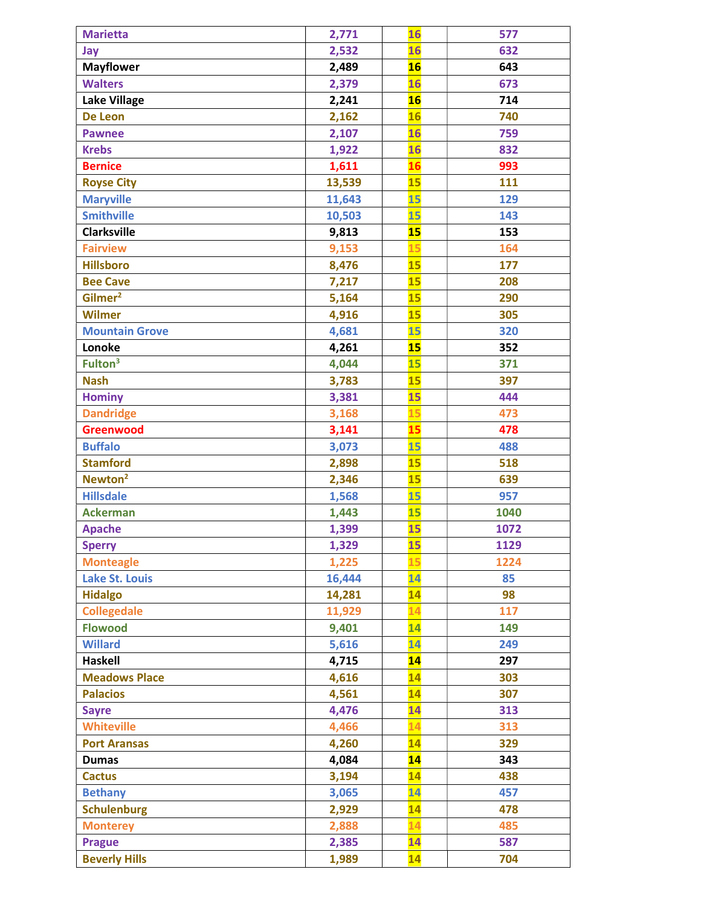| | | | |
|---|---|---|---|
| Marietta | 2,771 | 16 | 577 |
| Jay | 2,532 | 16 | 632 |
| Mayflower | 2,489 | 16 | 643 |
| Walters | 2,379 | 16 | 673 |
| Lake Village | 2,241 | 16 | 714 |
| De Leon | 2,162 | 16 | 740 |
| Pawnee | 2,107 | 16 | 759 |
| Krebs | 1,922 | 16 | 832 |
| Bernice | 1,611 | 16 | 993 |
| Royse City | 13,539 | 15 | 111 |
| Maryville | 11,643 | 15 | 129 |
| Smithville | 10,503 | 15 | 143 |
| Clarksville | 9,813 | 15 | 153 |
| Fairview | 9,153 | 15 | 164 |
| Hillsboro | 8,476 | 15 | 177 |
| Bee Cave | 7,217 | 15 | 208 |
| Gilmer[2] | 5,164 | 15 | 290 |
| Wilmer | 4,916 | 15 | 305 |
| Mountain Grove | 4,681 | 15 | 320 |
| Lonoke | 4,261 | 15 | 352 |
| Fulton[3] | 4,044 | 15 | 371 |
| Nash | 3,783 | 15 | 397 |
| Hominy | 3,381 | 15 | 444 |
| Dandridge | 3,168 | 15 | 473 |
| Greenwood | 3,141 | 15 | 478 |
| Buffalo | 3,073 | 15 | 488 |
| Stamford | 2,898 | 15 | 518 |
| Newton[2] | 2,346 | 15 | 639 |
| Hillsdale | 1,568 | 15 | 957 |
| Ackerman | 1,443 | 15 | 1040 |
| Apache | 1,399 | 15 | 1072 |
| Sperry | 1,329 | 15 | 1129 |
| Monteagle | 1,225 | 15 | 1224 |
| Lake St. Louis | 16,444 | 14 | 85 |
| Hidalgo | 14,281 | 14 | 98 |
| Collegedale | 11,929 | 14 | 117 |
| Flowood | 9,401 | 14 | 149 |
| Willard | 5,616 | 14 | 249 |
| Haskell | 4,715 | 14 | 297 |
| Meadows Place | 4,616 | 14 | 303 |
| Palacios | 4,561 | 14 | 307 |
| Sayre | 4,476 | 14 | 313 |
| Whiteville | 4,466 | 14 | 313 |
| Port Aransas | 4,260 | 14 | 329 |
| Dumas | 4,084 | 14 | 343 |
| Cactus | 3,194 | 14 | 438 |
| Bethany | 3,065 | 14 | 457 |
| Schulenburg | 2,929 | 14 | 478 |
| Monterey | 2,888 | 14 | 485 |
| Prague | 2,385 | 14 | 587 |
| Beverly Hills | 1,989 | 14 | 704 |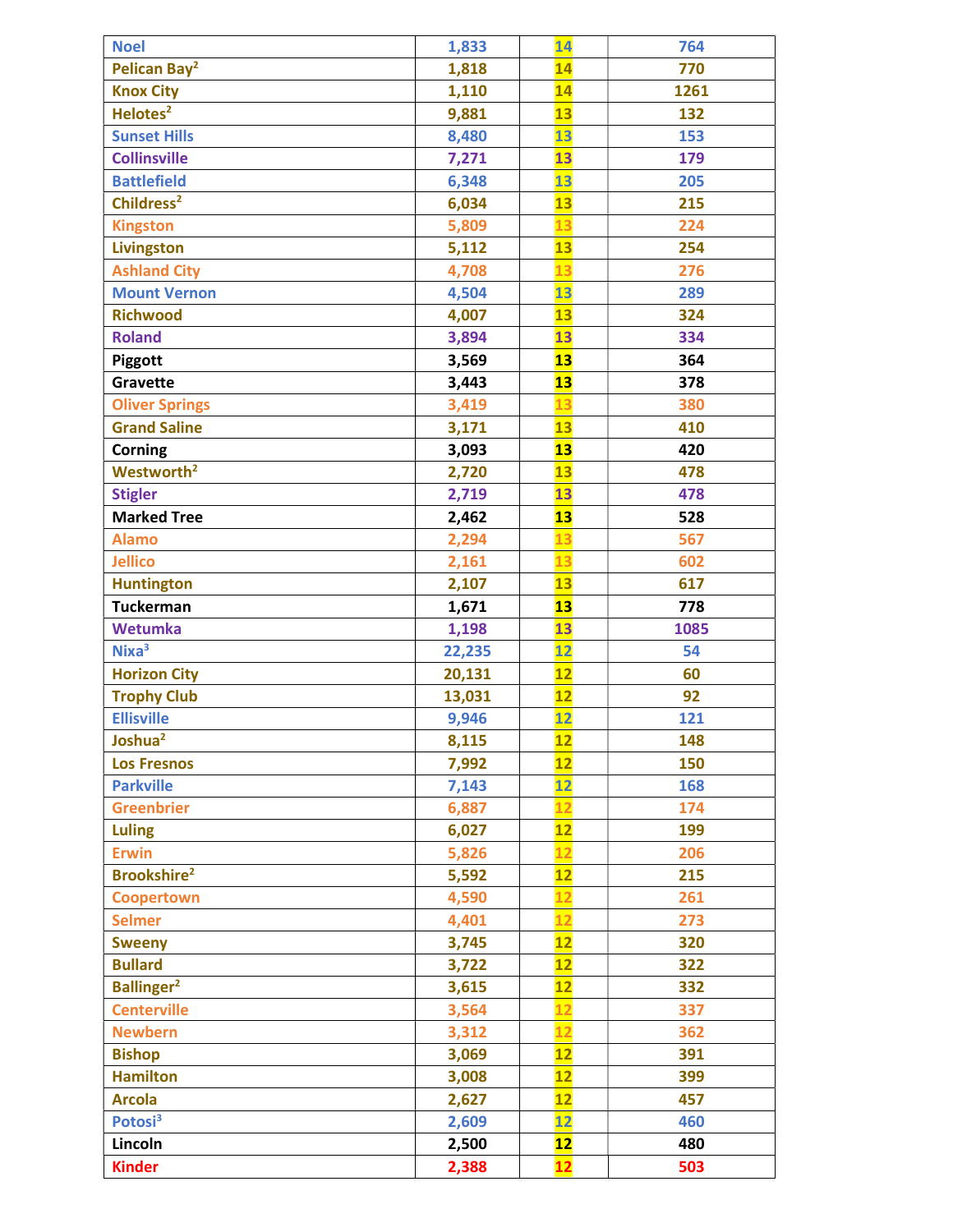| | | | |
|---|---|---|---|
| Noel | 1,833 | 14 | 764 |
| Pelican Bay[2] | 1,818 | 14 | 770 |
| Knox City | 1,110 | 14 | 1261 |
| Helotes[2] | 9,881 | 13 | 132 |
| Sunset Hills | 8,480 | 13 | 153 |
| Collinsville | 7,271 | 13 | 179 |
| Battlefield | 6,348 | 13 | 205 |
| Childress[2] | 6,034 | 13 | 215 |
| Kingston | 5,809 | 13 | 224 |
| Livingston | 5,112 | 13 | 254 |
| Ashland City | 4,708 | 13 | 276 |
| Mount Vernon | 4,504 | 13 | 289 |
| Richwood | 4,007 | 13 | 324 |
| Roland | 3,894 | 13 | 334 |
| Piggott | 3,569 | 13 | 364 |
| Gravette | 3,443 | 13 | 378 |
| Oliver Springs | 3,419 | 13 | 380 |
| Grand Saline | 3,171 | 13 | 410 |
| Corning | 3,093 | 13 | 420 |
| Westworth[2] | 2,720 | 13 | 478 |
| Stigler | 2,719 | 13 | 478 |
| Marked Tree | 2,462 | 13 | 528 |
| Alamo | 2,294 | 13 | 567 |
| Jellico | 2,161 | 13 | 602 |
| Huntington | 2,107 | 13 | 617 |
| Tuckerman | 1,671 | 13 | 778 |
| Wetumka | 1,198 | 13 | 1085 |
| Nixa[3] | 22,235 | 12 | 54 |
| Horizon City | 20,131 | 12 | 60 |
| Trophy Club | 13,031 | 12 | 92 |
| Ellisville | 9,946 | 12 | 121 |
| Joshua[2] | 8,115 | 12 | 148 |
| Los Fresnos | 7,992 | 12 | 150 |
| Parkville | 7,143 | 12 | 168 |
| Greenbrier | 6,887 | 12 | 174 |
| Luling | 6,027 | 12 | 199 |
| Erwin | 5,826 | 12 | 206 |
| Brookshire[2] | 5,592 | 12 | 215 |
| Coopertown | 4,590 | 12 | 261 |
| Selmer | 4,401 | 12 | 273 |
| Sweeny | 3,745 | 12 | 320 |
| Bullard | 3,722 | 12 | 322 |
| Ballinger[2] | 3,615 | 12 | 332 |
| Centerville | 3,564 | 12 | 337 |
| Newbern | 3,312 | 12 | 362 |
| Bishop | 3,069 | 12 | 391 |
| Hamilton | 3,008 | 12 | 399 |
| Arcola | 2,627 | 12 | 457 |
| Potosi[3] | 2,609 | 12 | 460 |
| Lincoln | 2,500 | 12 | 480 |
| Kinder | 2,388 | 12 | 503 |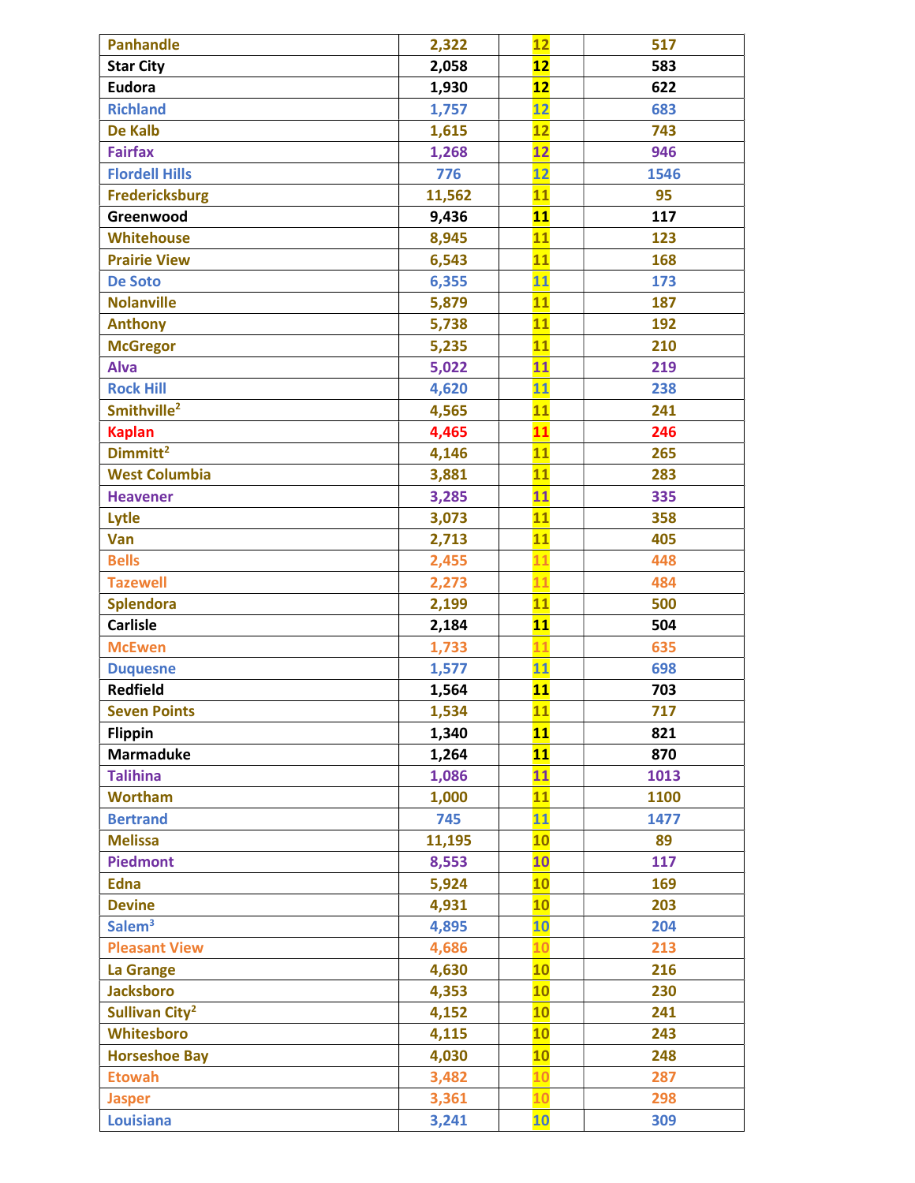| | | | |
|---|---|---|---|
| Panhandle | 2,322 | 12 | 517 |
| Star City | 2,058 | 12 | 583 |
| Eudora | 1,930 | 12 | 622 |
| Richland | 1,757 | 12 | 683 |
| De Kalb | 1,615 | 12 | 743 |
| Fairfax | 1,268 | 12 | 946 |
| Flordell Hills | 776 | 12 | 1546 |
| Fredericksburg | 11,562 | 11 | 95 |
| Greenwood | 9,436 | 11 | 117 |
| Whitehouse | 8,945 | 11 | 123 |
| Prairie View | 6,543 | 11 | 168 |
| De Soto | 6,355 | 11 | 173 |
| Nolanville | 5,879 | 11 | 187 |
| Anthony | 5,738 | 11 | 192 |
| McGregor | 5,235 | 11 | 210 |
| Alva | 5,022 | 11 | 219 |
| Rock Hill | 4,620 | 11 | 238 |
| Smithville[2] | 4,565 | 11 | 241 |
| Kaplan | 4,465 | 11 | 246 |
| Dimmitt[2] | 4,146 | 11 | 265 |
| West Columbia | 3,881 | 11 | 283 |
| Heavener | 3,285 | 11 | 335 |
| Lytle | 3,073 | 11 | 358 |
| Van | 2,713 | 11 | 405 |
| Bells | 2,455 | 11 | 448 |
| Tazewell | 2,273 | 11 | 484 |
| Splendora | 2,199 | 11 | 500 |
| Carlisle | 2,184 | 11 | 504 |
| McEwen | 1,733 | 11 | 635 |
| Duquesne | 1,577 | 11 | 698 |
| Redfield | 1,564 | 11 | 703 |
| Seven Points | 1,534 | 11 | 717 |
| Flippin | 1,340 | 11 | 821 |
| Marmaduke | 1,264 | 11 | 870 |
| Talihina | 1,086 | 11 | 1013 |
| Wortham | 1,000 | 11 | 1100 |
| Bertrand | 745 | 11 | 1477 |
| Melissa | 11,195 | 10 | 89 |
| Piedmont | 8,553 | 10 | 117 |
| Edna | 5,924 | 10 | 169 |
| Devine | 4,931 | 10 | 203 |
| Salem[3] | 4,895 | 10 | 204 |
| Pleasant View | 4,686 | 10 | 213 |
| La Grange | 4,630 | 10 | 216 |
| Jacksboro | 4,353 | 10 | 230 |
| Sullivan City[2] | 4,152 | 10 | 241 |
| Whitesboro | 4,115 | 10 | 243 |
| Horseshoe Bay | 4,030 | 10 | 248 |
| Etowah | 3,482 | 10 | 287 |
| Jasper | 3,361 | 10 | 298 |
| Louisiana | 3,241 | 10 | 309 |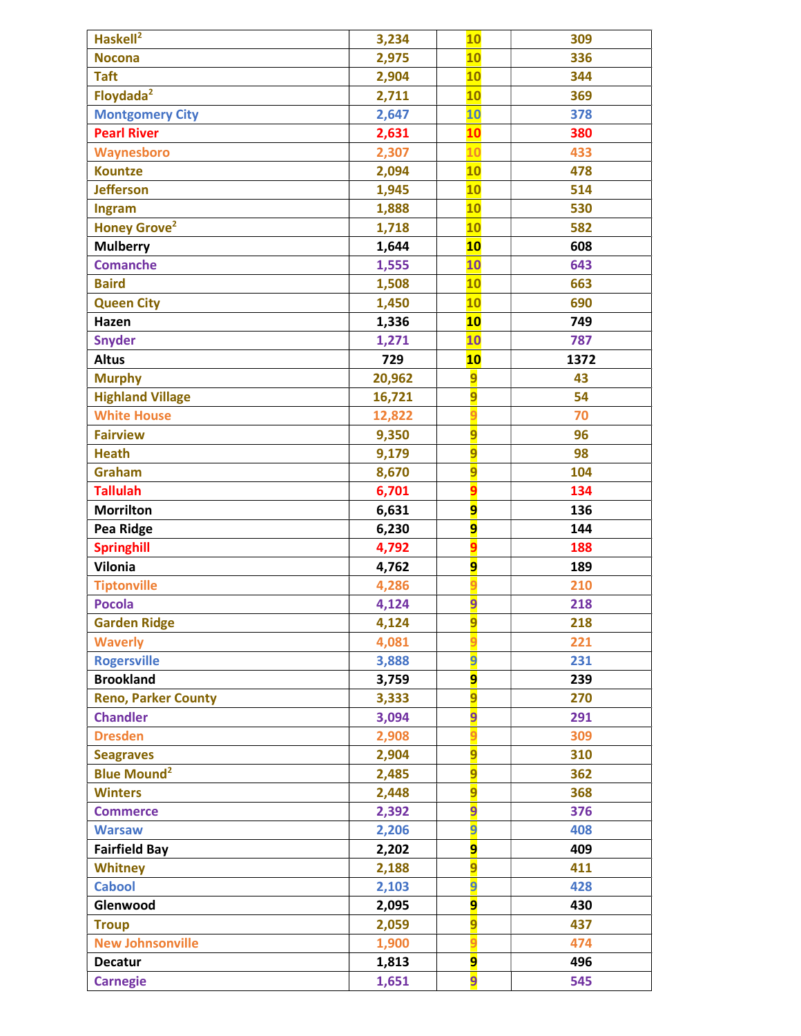| | | | |
|---|---|---|---|
| Haskell[2] | 3,234 | 10 | 309 |
| Nocona | 2,975 | 10 | 336 |
| Taft | 2,904 | 10 | 344 |
| Floydada[2] | 2,711 | 10 | 369 |
| Montgomery City | 2,647 | 10 | 378 |
| Pearl River | 2,631 | 10 | 380 |
| Waynesboro | 2,307 | 10 | 433 |
| Kountze | 2,094 | 10 | 478 |
| Jefferson | 1,945 | 10 | 514 |
| Ingram | 1,888 | 10 | 530 |
| Honey Grove[2] | 1,718 | 10 | 582 |
| Mulberry | 1,644 | 10 | 608 |
| Comanche | 1,555 | 10 | 643 |
| Baird | 1,508 | 10 | 663 |
| Queen City | 1,450 | 10 | 690 |
| Hazen | 1,336 | 10 | 749 |
| Snyder | 1,271 | 10 | 787 |
| Altus | 729 | 10 | 1372 |
| Murphy | 20,962 | 9 | 43 |
| Highland Village | 16,721 | 9 | 54 |
| White House | 12,822 | 9 | 70 |
| Fairview | 9,350 | 9 | 96 |
| Heath | 9,179 | 9 | 98 |
| Graham | 8,670 | 9 | 104 |
| Tallulah | 6,701 | 9 | 134 |
| Morrilton | 6,631 | 9 | 136 |
| Pea Ridge | 6,230 | 9 | 144 |
| Springhill | 4,792 | 9 | 188 |
| Vilonia | 4,762 | 9 | 189 |
| Tiptonville | 4,286 | 9 | 210 |
| Pocola | 4,124 | 9 | 218 |
| Garden Ridge | 4,124 | 9 | 218 |
| Waverly | 4,081 | 9 | 221 |
| Rogersville | 3,888 | 9 | 231 |
| Brookland | 3,759 | 9 | 239 |
| Reno, Parker County | 3,333 | 9 | 270 |
| Chandler | 3,094 | 9 | 291 |
| Dresden | 2,908 | 9 | 309 |
| Seagraves | 2,904 | 9 | 310 |
| Blue Mound[2] | 2,485 | 9 | 362 |
| Winters | 2,448 | 9 | 368 |
| Commerce | 2,392 | 9 | 376 |
| Warsaw | 2,206 | 9 | 408 |
| Fairfield Bay | 2,202 | 9 | 409 |
| Whitney | 2,188 | 9 | 411 |
| Cabool | 2,103 | 9 | 428 |
| Glenwood | 2,095 | 9 | 430 |
| Troup | 2,059 | 9 | 437 |
| New Johnsonville | 1,900 | 9 | 474 |
| Decatur | 1,813 | 9 | 496 |
| Carnegie | 1,651 | 9 | 545 |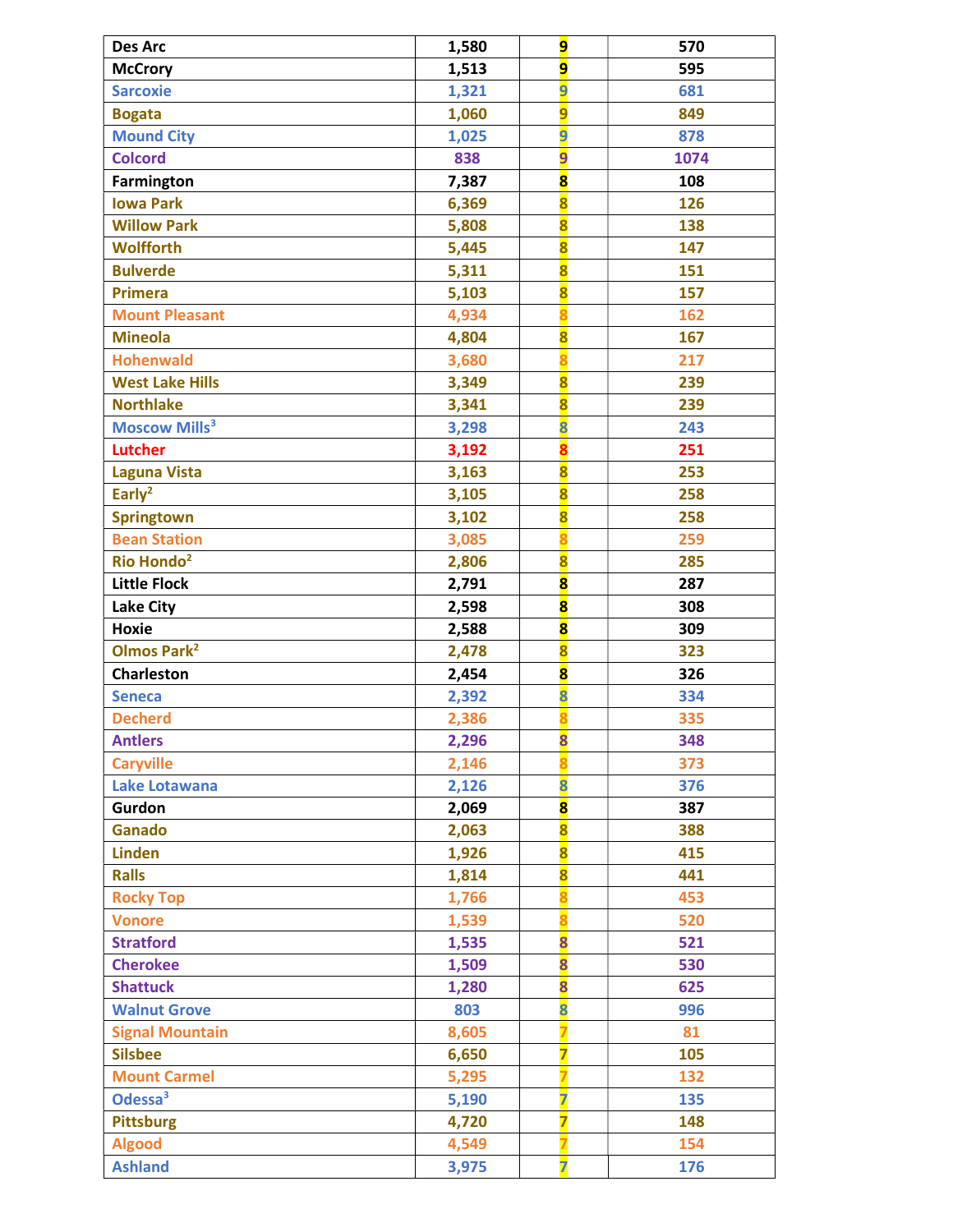| | | | |
|---|---|---|---|
| Des Arc | 1,580 | 9 | 570 |
| McCrory | 1,513 | 9 | 595 |
| Sarcoxie | 1,321 | 9 | 681 |
| Bogata | 1,060 | 9 | 849 |
| Mound City | 1,025 | 9 | 878 |
| Colcord | 838 | 9 | 1074 |
| Farmington | 7,387 | 8 | 108 |
| Iowa Park | 6,369 | 8 | 126 |
| Willow Park | 5,808 | 8 | 138 |
| Wolfforth | 5,445 | 8 | 147 |
| Bulverde | 5,311 | 8 | 151 |
| Primera | 5,103 | 8 | 157 |
| Mount Pleasant | 4,934 | 8 | 162 |
| Mineola | 4,804 | 8 | 167 |
| Hohenwald | 3,680 | 8 | 217 |
| West Lake Hills | 3,349 | 8 | 239 |
| Northlake | 3,341 | 8 | 239 |
| Moscow Mills[3] | 3,298 | 8 | 243 |
| Lutcher | 3,192 | 8 | 251 |
| Laguna Vista | 3,163 | 8 | 253 |
| Early[2] | 3,105 | 8 | 258 |
| Springtown | 3,102 | 8 | 258 |
| Bean Station | 3,085 | 8 | 259 |
| Rio Hondo[2] | 2,806 | 8 | 285 |
| Little Flock | 2,791 | 8 | 287 |
| Lake City | 2,598 | 8 | 308 |
| Hoxie | 2,588 | 8 | 309 |
| Olmos Park[2] | 2,478 | 8 | 323 |
| Charleston | 2,454 | 8 | 326 |
| Seneca | 2,392 | 8 | 334 |
| Decherd | 2,386 | 8 | 335 |
| Antlers | 2,296 | 8 | 348 |
| Caryville | 2,146 | 8 | 373 |
| Lake Lotawana | 2,126 | 8 | 376 |
| Gurdon | 2,069 | 8 | 387 |
| Ganado | 2,063 | 8 | 388 |
| Linden | 1,926 | 8 | 415 |
| Ralls | 1,814 | 8 | 441 |
| Rocky Top | 1,766 | 8 | 453 |
| Vonore | 1,539 | 8 | 520 |
| Stratford | 1,535 | 8 | 521 |
| Cherokee | 1,509 | 8 | 530 |
| Shattuck | 1,280 | 8 | 625 |
| Walnut Grove | 803 | 8 | 996 |
| Signal Mountain | 8,605 | 7 | 81 |
| Silsbee | 6,650 | 7 | 105 |
| Mount Carmel | 5,295 | 7 | 132 |
| Odessa[3] | 5,190 | 7 | 135 |
| Pittsburg | 4,720 | 7 | 148 |
| Algood | 4,549 | 7 | 154 |
| Ashland | 3,975 | 7 | 176 |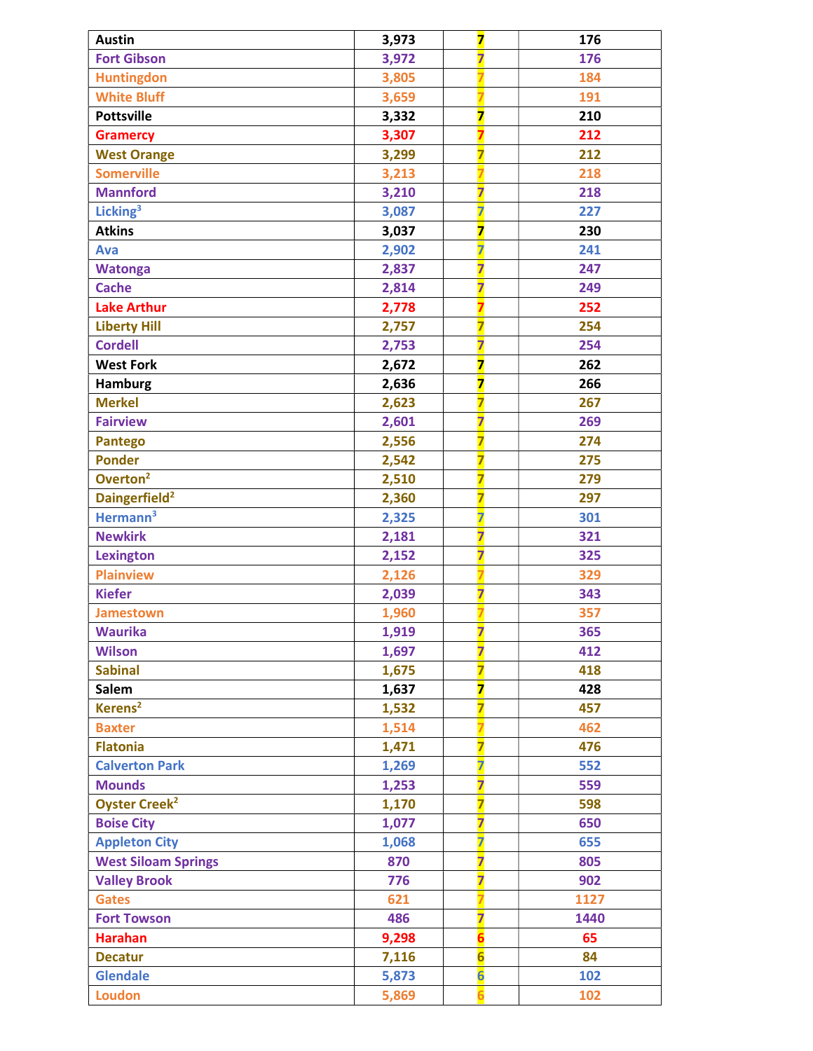| Austin | 3,973 | 7 | 176 |
|---|---|---|---|
| Fort Gibson | 3,972 | 7 | 176 |
| Huntingdon | 3,805 | 7 | 184 |
| White Bluff | 3,659 | 7 | 191 |
| Pottsville | 3,332 | 7 | 210 |
| Gramercy | 3,307 | 7 | 212 |
| West Orange | 3,299 | 7 | 212 |
| Somerville | 3,213 | 7 | 218 |
| Mannford | 3,210 | 7 | 218 |
| Licking[3] | 3,087 | 7 | 227 |
| Atkins | 3,037 | 7 | 230 |
| Ava | 2,902 | 7 | 241 |
| Watonga | 2,837 | 7 | 247 |
| Cache | 2,814 | 7 | 249 |
| Lake Arthur | 2,778 | 7 | 252 |
| Liberty Hill | 2,757 | 7 | 254 |
| Cordell | 2,753 | 7 | 254 |
| West Fork | 2,672 | 7 | 262 |
| Hamburg | 2,636 | 7 | 266 |
| Merkel | 2,623 | 7 | 267 |
| Fairview | 2,601 | 7 | 269 |
| Pantego | 2,556 | 7 | 274 |
| Ponder | 2,542 | 7 | 275 |
| Overton[2] | 2,510 | 7 | 279 |
| Daingerfield[2] | 2,360 | 7 | 297 |
| Hermann[3] | 2,325 | 7 | 301 |
| Newkirk | 2,181 | 7 | 321 |
| Lexington | 2,152 | 7 | 325 |
| Plainview | 2,126 | 7 | 329 |
| Kiefer | 2,039 | 7 | 343 |
| Jamestown | 1,960 | 7 | 357 |
| Waurika | 1,919 | 7 | 365 |
| Wilson | 1,697 | 7 | 412 |
| Sabinal | 1,675 | 7 | 418 |
| Salem | 1,637 | 7 | 428 |
| Kerens[2] | 1,532 | 7 | 457 |
| Baxter | 1,514 | 7 | 462 |
| Flatonia | 1,471 | 7 | 476 |
| Calverton Park | 1,269 | 7 | 552 |
| Mounds | 1,253 | 7 | 559 |
| Oyster Creek[2] | 1,170 | 7 | 598 |
| Boise City | 1,077 | 7 | 650 |
| Appleton City | 1,068 | 7 | 655 |
| West Siloam Springs | 870 | 7 | 805 |
| Valley Brook | 776 | 7 | 902 |
| Gates | 621 | 7 | 1127 |
| Fort Towson | 486 | 7 | 1440 |
| Harahan | 9,298 | 6 | 65 |
| Decatur | 7,116 | 6 | 84 |
| Glendale | 5,873 | 6 | 102 |
| Loudon | 5,869 | 6 | 102 |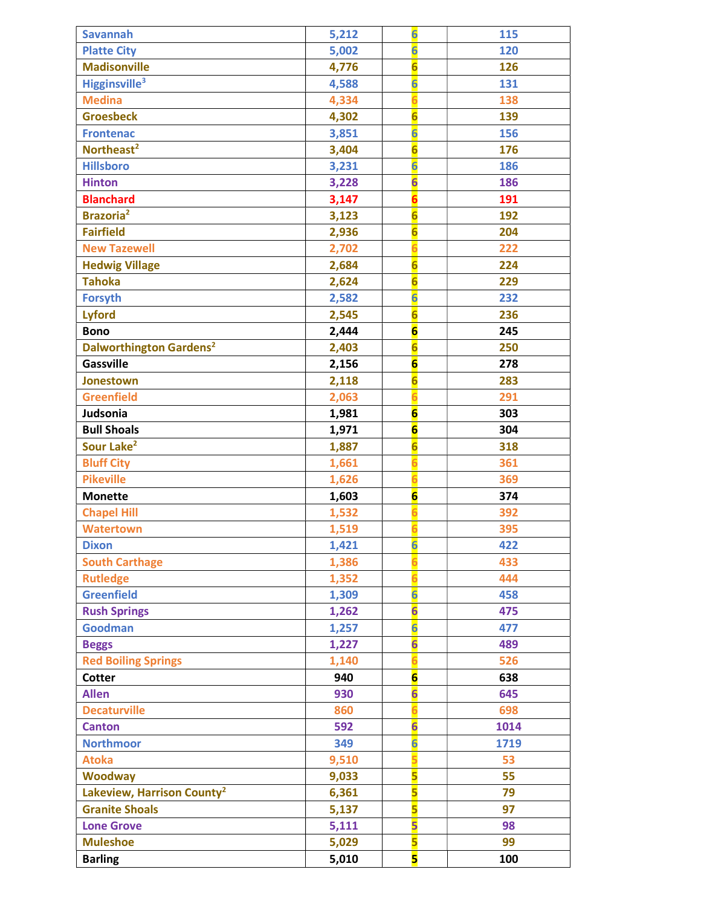| | | | |
|---|---|---|---|
| Savannah | 5,212 | 6 | 115 |
| Platte City | 5,002 | 6 | 120 |
| Madisonville | 4,776 | 6 | 126 |
| Higginsville[3] | 4,588 | 6 | 131 |
| Medina | 4,334 | 6 | 138 |
| Groesbeck | 4,302 | 6 | 139 |
| Frontenac | 3,851 | 6 | 156 |
| Northeast[2] | 3,404 | 6 | 176 |
| Hillsboro | 3,231 | 6 | 186 |
| Hinton | 3,228 | 6 | 186 |
| Blanchard | 3,147 | 6 | 191 |
| Brazoria[2] | 3,123 | 6 | 192 |
| Fairfield | 2,936 | 6 | 204 |
| New Tazewell | 2,702 | 6 | 222 |
| Hedwig Village | 2,684 | 6 | 224 |
| Tahoka | 2,624 | 6 | 229 |
| Forsyth | 2,582 | 6 | 232 |
| Lyford | 2,545 | 6 | 236 |
| Bono | 2,444 | 6 | 245 |
| Dalworthington Gardens[2] | 2,403 | 6 | 250 |
| Gassville | 2,156 | 6 | 278 |
| Jonestown | 2,118 | 6 | 283 |
| Greenfield | 2,063 | 6 | 291 |
| Judsonia | 1,981 | 6 | 303 |
| Bull Shoals | 1,971 | 6 | 304 |
| Sour Lake[2] | 1,887 | 6 | 318 |
| Bluff City | 1,661 | 6 | 361 |
| Pikeville | 1,626 | 6 | 369 |
| Monette | 1,603 | 6 | 374 |
| Chapel Hill | 1,532 | 6 | 392 |
| Watertown | 1,519 | 6 | 395 |
| Dixon | 1,421 | 6 | 422 |
| South Carthage | 1,386 | 6 | 433 |
| Rutledge | 1,352 | 6 | 444 |
| Greenfield | 1,309 | 6 | 458 |
| Rush Springs | 1,262 | 6 | 475 |
| Goodman | 1,257 | 6 | 477 |
| Beggs | 1,227 | 6 | 489 |
| Red Boiling Springs | 1,140 | 6 | 526 |
| Cotter | 940 | 6 | 638 |
| Allen | 930 | 6 | 645 |
| Decaturville | 860 | 6 | 698 |
| Canton | 592 | 6 | 1014 |
| Northmoor | 349 | 6 | 1719 |
| Atoka | 9,510 | 5 | 53 |
| Woodway | 9,033 | 5 | 55 |
| Lakeview, Harrison County[2] | 6,361 | 5 | 79 |
| Granite Shoals | 5,137 | 5 | 97 |
| Lone Grove | 5,111 | 5 | 98 |
| Muleshoe | 5,029 | 5 | 99 |
| Barling | 5,010 | 5 | 100 |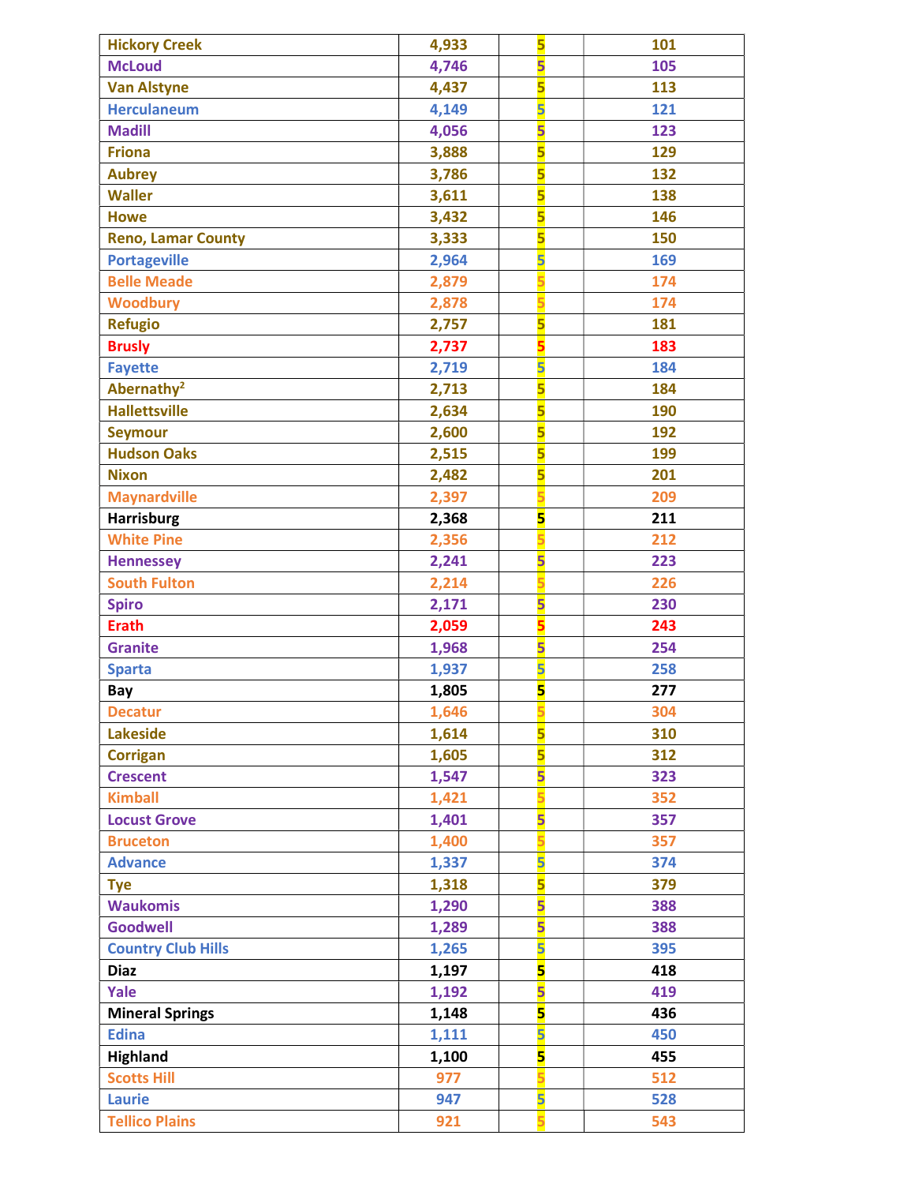| Hickory Creek | 4,933 | 5 | 101 |
|---|---|---|---|
| McLoud | 4,746 | 5 | 105 |
| Van Alstyne | 4,437 | 5 | 113 |
| Herculaneum | 4,149 | 5 | 121 |
| Madill | 4,056 | 5 | 123 |
| Friona | 3,888 | 5 | 129 |
| Aubrey | 3,786 | 5 | 132 |
| Waller | 3,611 | 5 | 138 |
| Howe | 3,432 | 5 | 146 |
| Reno, Lamar County | 3,333 | 5 | 150 |
| Portageville | 2,964 | 5 | 169 |
| Belle Meade | 2,879 | 5 | 174 |
| Woodbury | 2,878 | 5 | 174 |
| Refugio | 2,757 | 5 | 181 |
| Brusly | 2,737 | 5 | 183 |
| Fayette | 2,719 | 5 | 184 |
| Abernathy[2] | 2,713 | 5 | 184 |
| Hallettsville | 2,634 | 5 | 190 |
| Seymour | 2,600 | 5 | 192 |
| Hudson Oaks | 2,515 | 5 | 199 |
| Nixon | 2,482 | 5 | 201 |
| Maynardville | 2,397 | 5 | 209 |
| Harrisburg | 2,368 | 5 | 211 |
| White Pine | 2,356 | 5 | 212 |
| Hennessey | 2,241 | 5 | 223 |
| South Fulton | 2,214 | 5 | 226 |
| Spiro | 2,171 | 5 | 230 |
| Erath | 2,059 | 5 | 243 |
| Granite | 1,968 | 5 | 254 |
| Sparta | 1,937 | 5 | 258 |
| Bay | 1,805 | 5 | 277 |
| Decatur | 1,646 | 5 | 304 |
| Lakeside | 1,614 | 5 | 310 |
| Corrigan | 1,605 | 5 | 312 |
| Crescent | 1,547 | 5 | 323 |
| Kimball | 1,421 | 5 | 352 |
| Locust Grove | 1,401 | 5 | 357 |
| Bruceton | 1,400 | 5 | 357 |
| Advance | 1,337 | 5 | 374 |
| Tye | 1,318 | 5 | 379 |
| Waukomis | 1,290 | 5 | 388 |
| Goodwell | 1,289 | 5 | 388 |
| Country Club Hills | 1,265 | 5 | 395 |
| Diaz | 1,197 | 5 | 418 |
| Yale | 1,192 | 5 | 419 |
| Mineral Springs | 1,148 | 5 | 436 |
| Edina | 1,111 | 5 | 450 |
| Highland | 1,100 | 5 | 455 |
| Scotts Hill | 977 | 5 | 512 |
| Laurie | 947 | 5 | 528 |
| Tellico Plains | 921 | 5 | 543 |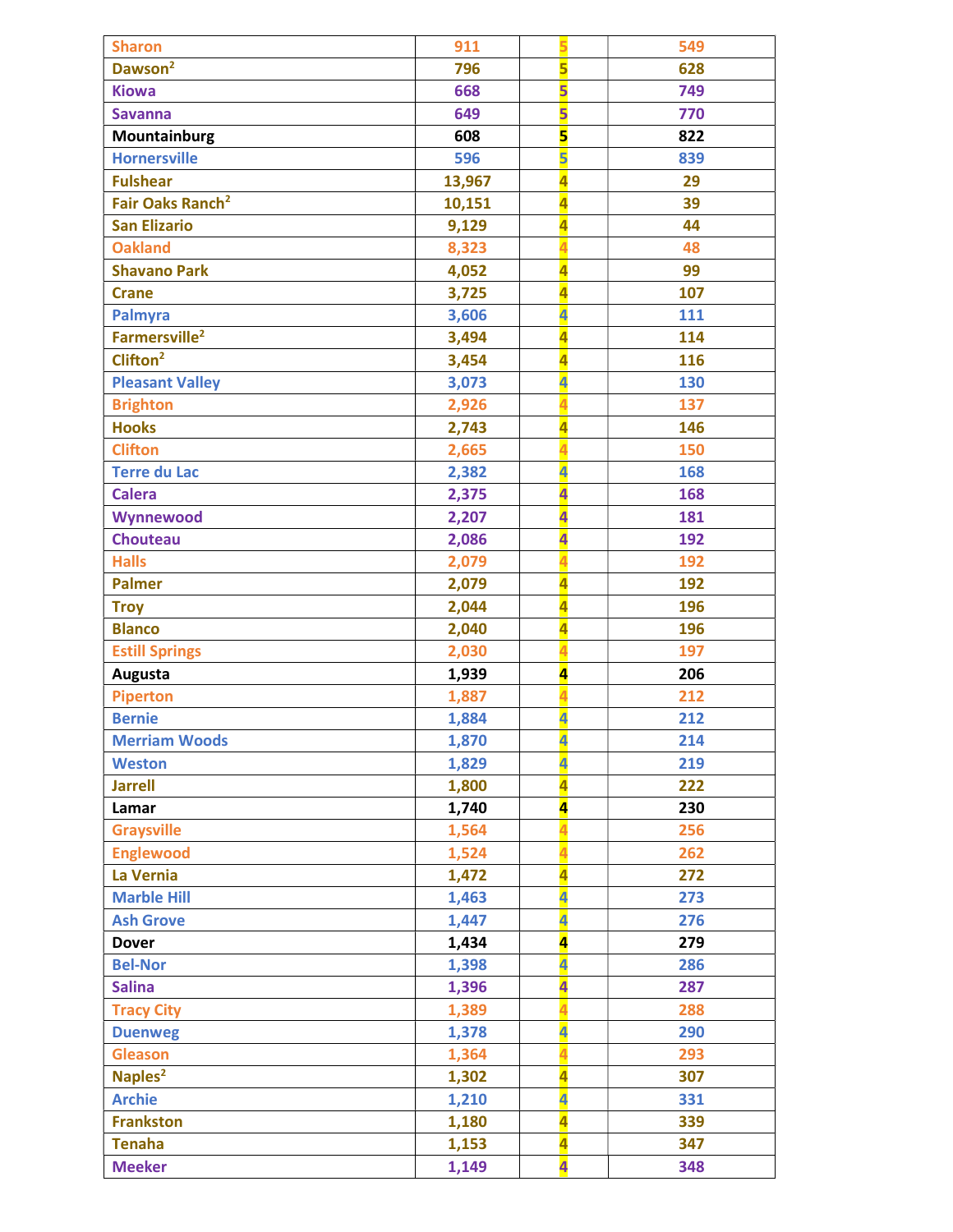| Sharon | 911 | 5 | 549 |
|---|---|---|---|
| Dawson[2] | 796 | 5 | 628 |
| Kiowa | 668 | 5 | 749 |
| Savanna | 649 | 5 | 770 |
| Mountainburg | 608 | 5 | 822 |
| Hornersville | 596 | 5 | 839 |
| Fulshear | 13,967 | 4 | 29 |
| Fair Oaks Ranch[2] | 10,151 | 4 | 39 |
| San Elizario | 9,129 | 4 | 44 |
| Oakland | 8,323 | 4 | 48 |
| Shavano Park | 4,052 | 4 | 99 |
| Crane | 3,725 | 4 | 107 |
| Palmyra | 3,606 | 4 | 111 |
| Farmersville[2] | 3,494 | 4 | 114 |
| Clifton[2] | 3,454 | 4 | 116 |
| Pleasant Valley | 3,073 | 4 | 130 |
| Brighton | 2,926 | 4 | 137 |
| Hooks | 2,743 | 4 | 146 |
| Clifton | 2,665 | 4 | 150 |
| Terre du Lac | 2,382 | 4 | 168 |
| Calera | 2,375 | 4 | 168 |
| Wynnewood | 2,207 | 4 | 181 |
| Chouteau | 2,086 | 4 | 192 |
| Halls | 2,079 | 4 | 192 |
| Palmer | 2,079 | 4 | 192 |
| Troy | 2,044 | 4 | 196 |
| Blanco | 2,040 | 4 | 196 |
| Estill Springs | 2,030 | 4 | 197 |
| Augusta | 1,939 | 4 | 206 |
| Piperton | 1,887 | 4 | 212 |
| Bernie | 1,884 | 4 | 212 |
| Merriam Woods | 1,870 | 4 | 214 |
| Weston | 1,829 | 4 | 219 |
| Jarrell | 1,800 | 4 | 222 |
| Lamar | 1,740 | 4 | 230 |
| Graysville | 1,564 | 4 | 256 |
| Englewood | 1,524 | 4 | 262 |
| La Vernia | 1,472 | 4 | 272 |
| Marble Hill | 1,463 | 4 | 273 |
| Ash Grove | 1,447 | 4 | 276 |
| Dover | 1,434 | 4 | 279 |
| Bel-Nor | 1,398 | 4 | 286 |
| Salina | 1,396 | 4 | 287 |
| Tracy City | 1,389 | 4 | 288 |
| Duenweg | 1,378 | 4 | 290 |
| Gleason | 1,364 | 4 | 293 |
| Naples[2] | 1,302 | 4 | 307 |
| Archie | 1,210 | 4 | 331 |
| Frankston | 1,180 | 4 | 339 |
| Tenaha | 1,153 | 4 | 347 |
| Meeker | 1,149 | 4 | 348 |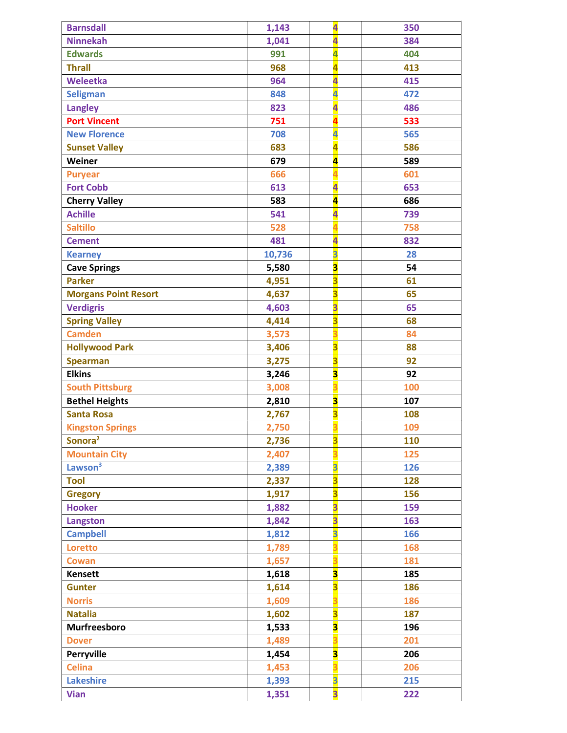| | | | |
|---|---|---|---|
| Barnsdall | 1,143 | 4 | 350 |
| Ninnekah | 1,041 | 4 | 384 |
| Edwards | 991 | 4 | 404 |
| Thrall | 968 | 4 | 413 |
| Weleetka | 964 | 4 | 415 |
| Seligman | 848 | 4 | 472 |
| Langley | 823 | 4 | 486 |
| Port Vincent | 751 | 4 | 533 |
| New Florence | 708 | 4 | 565 |
| Sunset Valley | 683 | 4 | 586 |
| Weiner | 679 | 4 | 589 |
| Puryear | 666 | 4 | 601 |
| Fort Cobb | 613 | 4 | 653 |
| Cherry Valley | 583 | 4 | 686 |
| Achille | 541 | 4 | 739 |
| Saltillo | 528 | 4 | 758 |
| Cement | 481 | 4 | 832 |
| Kearney | 10,736 | 3 | 28 |
| Cave Springs | 5,580 | 3 | 54 |
| Parker | 4,951 | 3 | 61 |
| Morgans Point Resort | 4,637 | 3 | 65 |
| Verdigris | 4,603 | 3 | 65 |
| Spring Valley | 4,414 | 3 | 68 |
| Camden | 3,573 | 3 | 84 |
| Hollywood Park | 3,406 | 3 | 88 |
| Spearman | 3,275 | 3 | 92 |
| Elkins | 3,246 | 3 | 92 |
| South Pittsburg | 3,008 | 3 | 100 |
| Bethel Heights | 2,810 | 3 | 107 |
| Santa Rosa | 2,767 | 3 | 108 |
| Kingston Springs | 2,750 | 3 | 109 |
| Sonora[2] | 2,736 | 3 | 110 |
| Mountain City | 2,407 | 3 | 125 |
| Lawson[3] | 2,389 | 3 | 126 |
| Tool | 2,337 | 3 | 128 |
| Gregory | 1,917 | 3 | 156 |
| Hooker | 1,882 | 3 | 159 |
| Langston | 1,842 | 3 | 163 |
| Campbell | 1,812 | 3 | 166 |
| Loretto | 1,789 | 3 | 168 |
| Cowan | 1,657 | 3 | 181 |
| Kensett | 1,618 | 3 | 185 |
| Gunter | 1,614 | 3 | 186 |
| Norris | 1,609 | 3 | 186 |
| Natalia | 1,602 | 3 | 187 |
| Murfreesboro | 1,533 | 3 | 196 |
| Dover | 1,489 | 3 | 201 |
| Perryville | 1,454 | 3 | 206 |
| Celina | 1,453 | 3 | 206 |
| Lakeshire | 1,393 | 3 | 215 |
| Vian | 1,351 | 3 | 222 |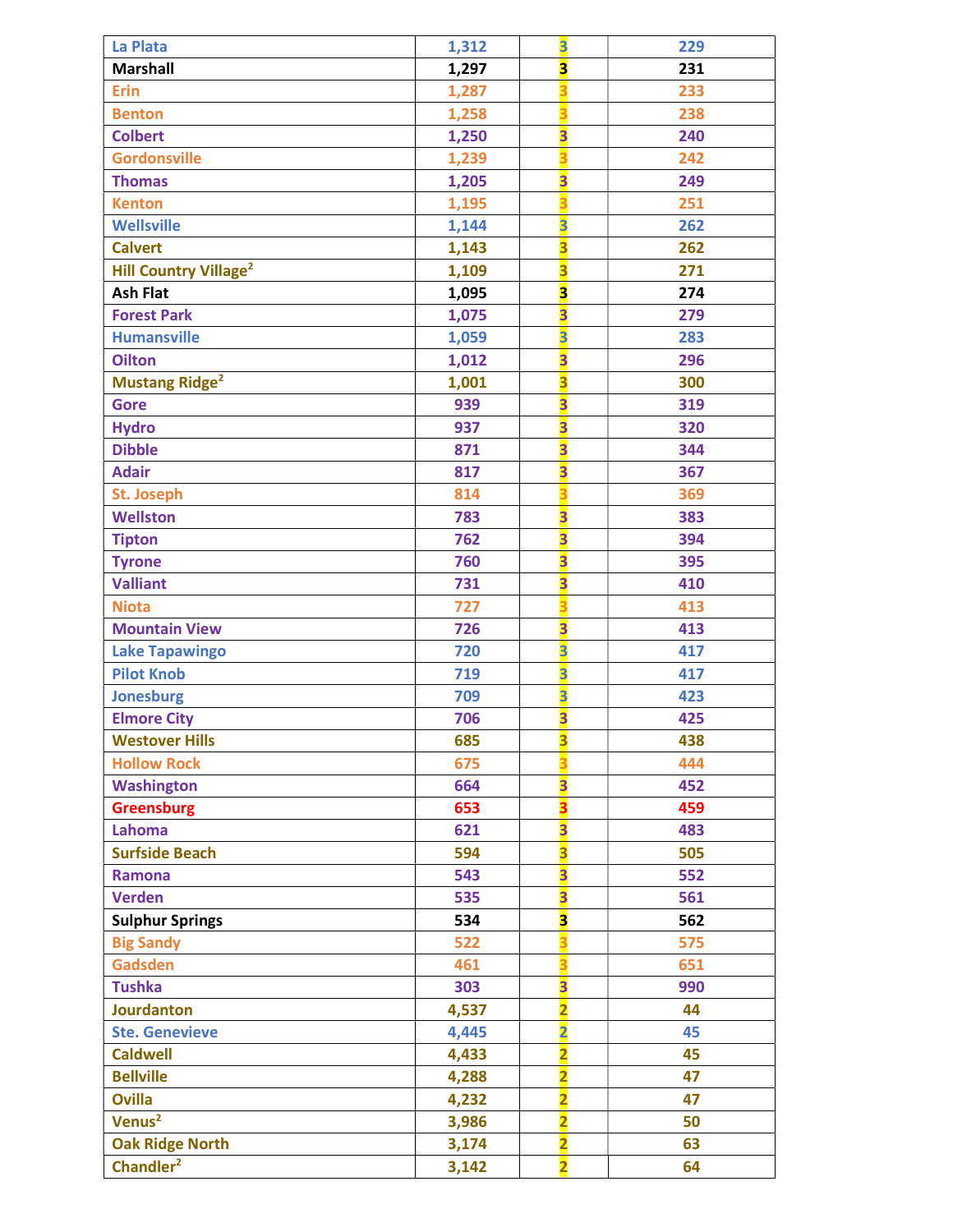| | | | |
|---|---|---|---|
| La Plata | 1,312 | 3 | 229 |
| Marshall | 1,297 | 3 | 231 |
| Erin | 1,287 | 3 | 233 |
| Benton | 1,258 | 3 | 238 |
| Colbert | 1,250 | 3 | 240 |
| Gordonsville | 1,239 | 3 | 242 |
| Thomas | 1,205 | 3 | 249 |
| Kenton | 1,195 | 3 | 251 |
| Wellsville | 1,144 | 3 | 262 |
| Calvert | 1,143 | 3 | 262 |
| Hill Country Village[2] | 1,109 | 3 | 271 |
| Ash Flat | 1,095 | 3 | 274 |
| Forest Park | 1,075 | 3 | 279 |
| Humansville | 1,059 | 3 | 283 |
| Oilton | 1,012 | 3 | 296 |
| Mustang Ridge[2] | 1,001 | 3 | 300 |
| Gore | 939 | 3 | 319 |
| Hydro | 937 | 3 | 320 |
| Dibble | 871 | 3 | 344 |
| Adair | 817 | 3 | 367 |
| St. Joseph | 814 | 3 | 369 |
| Wellston | 783 | 3 | 383 |
| Tipton | 762 | 3 | 394 |
| Tyrone | 760 | 3 | 395 |
| Valliant | 731 | 3 | 410 |
| Niota | 727 | 3 | 413 |
| Mountain View | 726 | 3 | 413 |
| Lake Tapawingo | 720 | 3 | 417 |
| Pilot Knob | 719 | 3 | 417 |
| Jonesburg | 709 | 3 | 423 |
| Elmore City | 706 | 3 | 425 |
| Westover Hills | 685 | 3 | 438 |
| Hollow Rock | 675 | 3 | 444 |
| Washington | 664 | 3 | 452 |
| Greensburg | 653 | 3 | 459 |
| Lahoma | 621 | 3 | 483 |
| Surfside Beach | 594 | 3 | 505 |
| Ramona | 543 | 3 | 552 |
| Verden | 535 | 3 | 561 |
| Sulphur Springs | 534 | 3 | 562 |
| Big Sandy | 522 | 3 | 575 |
| Gadsden | 461 | 3 | 651 |
| Tushka | 303 | 3 | 990 |
| Jourdanton | 4,537 | 2 | 44 |
| Ste. Genevieve | 4,445 | 2 | 45 |
| Caldwell | 4,433 | 2 | 45 |
| Bellville | 4,288 | 2 | 47 |
| Ovilla | 4,232 | 2 | 47 |
| Venus[2] | 3,986 | 2 | 50 |
| Oak Ridge North | 3,174 | 2 | 63 |
| Chandler[2] | 3,142 | 2 | 64 |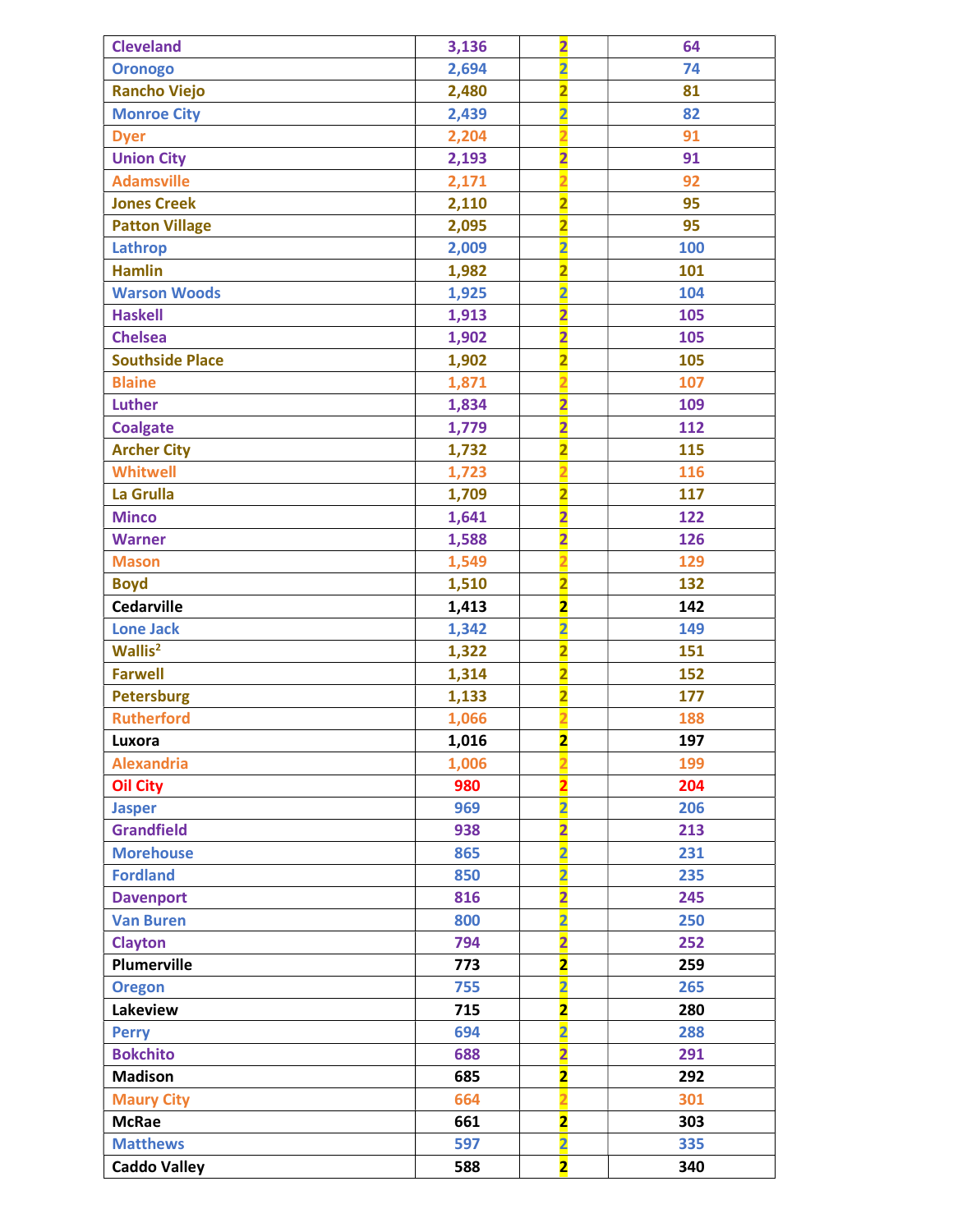| Cleveland | 3,136 | 2 | 64 |
|---|---|---|---|
| Oronogo | 2,694 | 2 | 74 |
| Rancho Viejo | 2,480 | 2 | 81 |
| Monroe City | 2,439 | 2 | 82 |
| Dyer | 2,204 | 2 | 91 |
| Union City | 2,193 | 2 | 91 |
| Adamsville | 2,171 | 2 | 92 |
| Jones Creek | 2,110 | 2 | 95 |
| Patton Village | 2,095 | 2 | 95 |
| Lathrop | 2,009 | 2 | 100 |
| Hamlin | 1,982 | 2 | 101 |
| Warson Woods | 1,925 | 2 | 104 |
| Haskell | 1,913 | 2 | 105 |
| Chelsea | 1,902 | 2 | 105 |
| Southside Place | 1,902 | 2 | 105 |
| Blaine | 1,871 | 2 | 107 |
| Luther | 1,834 | 2 | 109 |
| Coalgate | 1,779 | 2 | 112 |
| Archer City | 1,732 | 2 | 115 |
| Whitwell | 1,723 | 2 | 116 |
| La Grulla | 1,709 | 2 | 117 |
| Minco | 1,641 | 2 | 122 |
| Warner | 1,588 | 2 | 126 |
| Mason | 1,549 | 2 | 129 |
| Boyd | 1,510 | 2 | 132 |
| Cedarville | 1,413 | 2 | 142 |
| Lone Jack | 1,342 | 2 | 149 |
| Wallis[2] | 1,322 | 2 | 151 |
| Farwell | 1,314 | 2 | 152 |
| Petersburg | 1,133 | 2 | 177 |
| Rutherford | 1,066 | 2 | 188 |
| Luxora | 1,016 | 2 | 197 |
| Alexandria | 1,006 | 2 | 199 |
| Oil City | 980 | 2 | 204 |
| Jasper | 969 | 2 | 206 |
| Grandfield | 938 | 2 | 213 |
| Morehouse | 865 | 2 | 231 |
| Fordland | 850 | 2 | 235 |
| Davenport | 816 | 2 | 245 |
| Van Buren | 800 | 2 | 250 |
| Clayton | 794 | 2 | 252 |
| Plumerville | 773 | 2 | 259 |
| Oregon | 755 | 2 | 265 |
| Lakeview | 715 | 2 | 280 |
| Perry | 694 | 2 | 288 |
| Bokchito | 688 | 2 | 291 |
| Madison | 685 | 2 | 292 |
| Maury City | 664 | 2 | 301 |
| McRae | 661 | 2 | 303 |
| Matthews | 597 | 2 | 335 |
| Caddo Valley | 588 | 2 | 340 |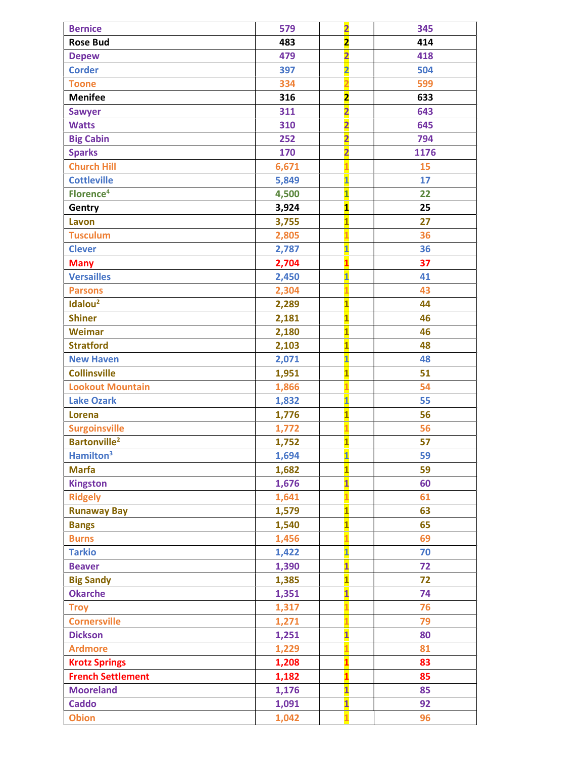| | | | |
|---|---|---|---|
| Bernice | 579 | 2 | 345 |
| Rose Bud | 483 | 2 | 414 |
| Depew | 479 | 2 | 418 |
| Corder | 397 | 2 | 504 |
| Toone | 334 | 2 | 599 |
| Menifee | 316 | 2 | 633 |
| Sawyer | 311 | 2 | 643 |
| Watts | 310 | 2 | 645 |
| Big Cabin | 252 | 2 | 794 |
| Sparks | 170 | 2 | 1176 |
| Church Hill | 6,671 | 1 | 15 |
| Cottleville | 5,849 | 1 | 17 |
| Florence[4] | 4,500 | 1 | 22 |
| Gentry | 3,924 | 1 | 25 |
| Lavon | 3,755 | 1 | 27 |
| Tusculum | 2,805 | 1 | 36 |
| Clever | 2,787 | 1 | 36 |
| Many | 2,704 | 1 | 37 |
| Versailles | 2,450 | 1 | 41 |
| Parsons | 2,304 | 1 | 43 |
| Idalou[2] | 2,289 | 1 | 44 |
| Shiner | 2,181 | 1 | 46 |
| Weimar | 2,180 | 1 | 46 |
| Stratford | 2,103 | 1 | 48 |
| New Haven | 2,071 | 1 | 48 |
| Collinsville | 1,951 | 1 | 51 |
| Lookout Mountain | 1,866 | 1 | 54 |
| Lake Ozark | 1,832 | 1 | 55 |
| Lorena | 1,776 | 1 | 56 |
| Surgoinsville | 1,772 | 1 | 56 |
| Bartonville[2] | 1,752 | 1 | 57 |
| Hamilton[3] | 1,694 | 1 | 59 |
| Marfa | 1,682 | 1 | 59 |
| Kingston | 1,676 | 1 | 60 |
| Ridgely | 1,641 | 1 | 61 |
| Runaway Bay | 1,579 | 1 | 63 |
| Bangs | 1,540 | 1 | 65 |
| Burns | 1,456 | 1 | 69 |
| Tarkio | 1,422 | 1 | 70 |
| Beaver | 1,390 | 1 | 72 |
| Big Sandy | 1,385 | 1 | 72 |
| Okarche | 1,351 | 1 | 74 |
| Troy | 1,317 | 1 | 76 |
| Cornersville | 1,271 | 1 | 79 |
| Dickson | 1,251 | 1 | 80 |
| Ardmore | 1,229 | 1 | 81 |
| Krotz Springs | 1,208 | 1 | 83 |
| French Settlement | 1,182 | 1 | 85 |
| Mooreland | 1,176 | 1 | 85 |
| Caddo | 1,091 | 1 | 92 |
| Obion | 1,042 | 1 | 96 |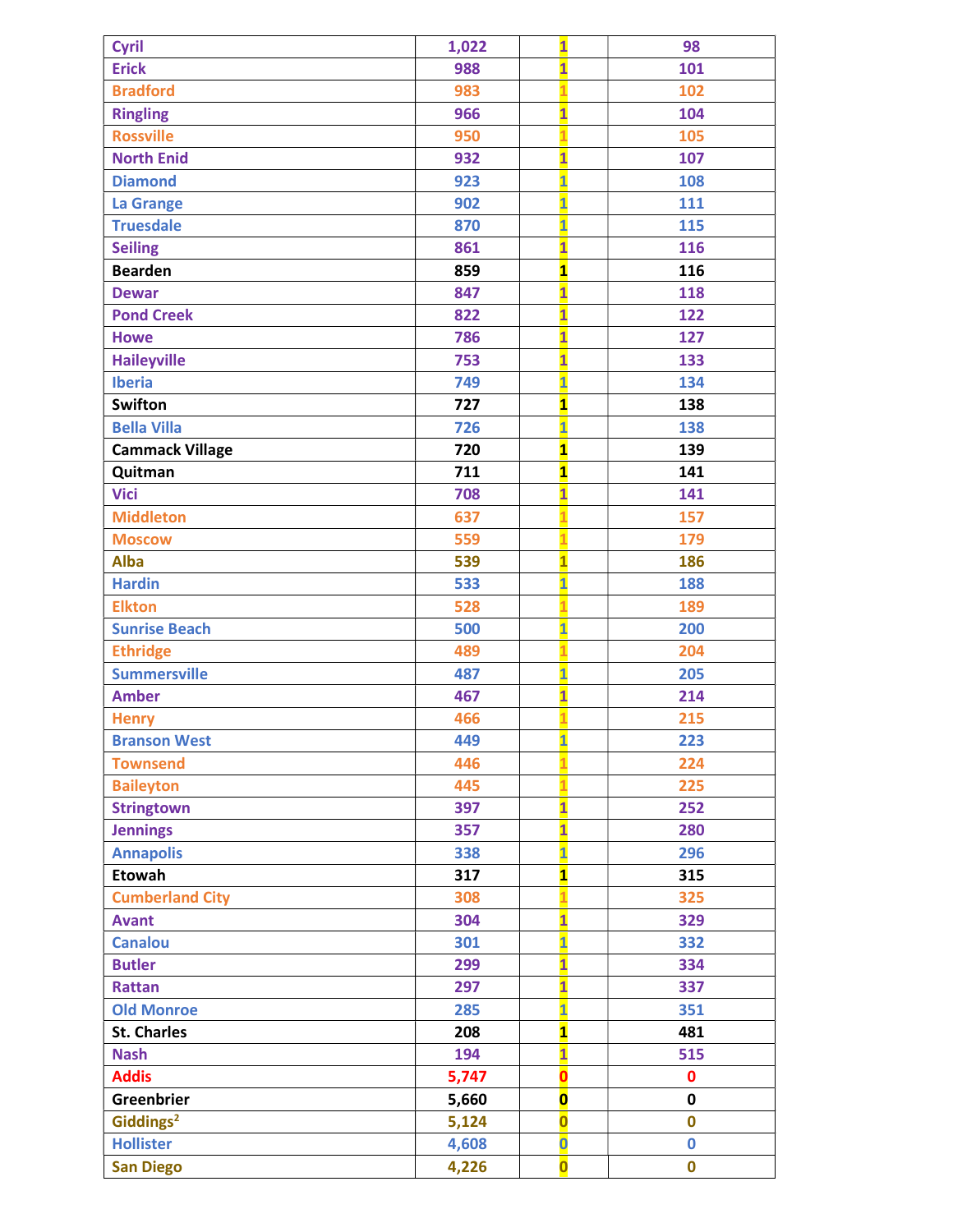| | | | |
|---|---|---|---|
| Cyril | 1,022 | 1 | 98 |
| Erick | 988 | 1 | 101 |
| Bradford | 983 | 1 | 102 |
| Ringling | 966 | 1 | 104 |
| Rossville | 950 | 1 | 105 |
| North Enid | 932 | 1 | 107 |
| Diamond | 923 | 1 | 108 |
| La Grange | 902 | 1 | 111 |
| Truesdale | 870 | 1 | 115 |
| Seiling | 861 | 1 | 116 |
| Bearden | 859 | 1 | 116 |
| Dewar | 847 | 1 | 118 |
| Pond Creek | 822 | 1 | 122 |
| Howe | 786 | 1 | 127 |
| Haileyville | 753 | 1 | 133 |
| Iberia | 749 | 1 | 134 |
| Swifton | 727 | 1 | 138 |
| Bella Villa | 726 | 1 | 138 |
| Cammack Village | 720 | 1 | 139 |
| Quitman | 711 | 1 | 141 |
| Vici | 708 | 1 | 141 |
| Middleton | 637 | 1 | 157 |
| Moscow | 559 | 1 | 179 |
| Alba | 539 | 1 | 186 |
| Hardin | 533 | 1 | 188 |
| Elkton | 528 | 1 | 189 |
| Sunrise Beach | 500 | 1 | 200 |
| Ethridge | 489 | 1 | 204 |
| Summersville | 487 | 1 | 205 |
| Amber | 467 | 1 | 214 |
| Henry | 466 | 1 | 215 |
| Branson West | 449 | 1 | 223 |
| Townsend | 446 | 1 | 224 |
| Baileyton | 445 | 1 | 225 |
| Stringtown | 397 | 1 | 252 |
| Jennings | 357 | 1 | 280 |
| Annapolis | 338 | 1 | 296 |
| Etowah | 317 | 1 | 315 |
| Cumberland City | 308 | 1 | 325 |
| Avant | 304 | 1 | 329 |
| Canalou | 301 | 1 | 332 |
| Butler | 299 | 1 | 334 |
| Rattan | 297 | 1 | 337 |
| Old Monroe | 285 | 1 | 351 |
| St. Charles | 208 | 1 | 481 |
| Nash | 194 | 1 | 515 |
| Addis | 5,747 | 0 | 0 |
| Greenbrier | 5,660 | 0 | 0 |
| Giddings[2] | 5,124 | 0 | 0 |
| Hollister | 4,608 | 0 | 0 |
| San Diego | 4,226 | 0 | 0 |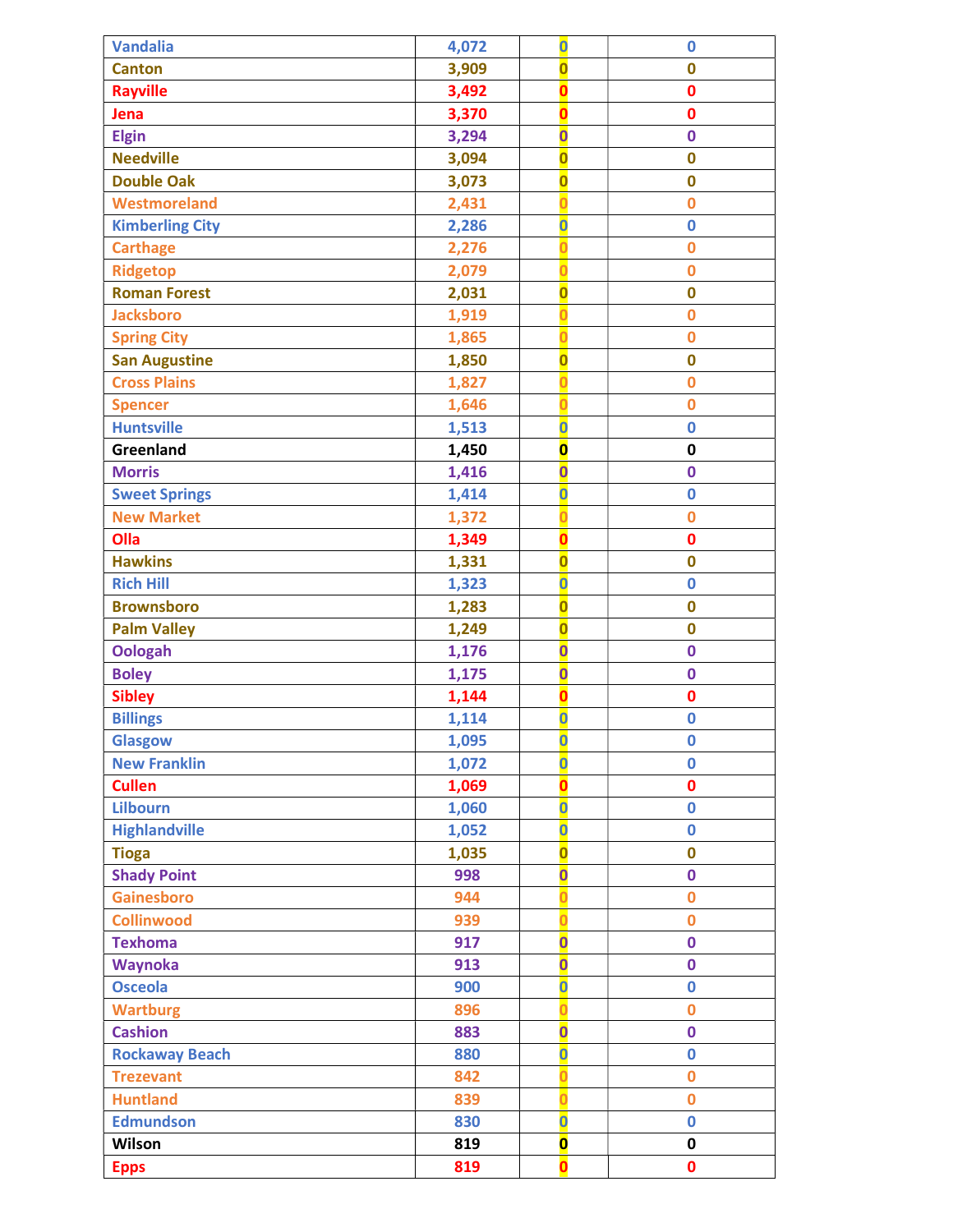| | | | |
|---|---|---|---|
| Vandalia | 4,072 | 0 | 0 |
| Canton | 3,909 | 0 | 0 |
| Rayville | 3,492 | 0 | 0 |
| Jena | 3,370 | 0 | 0 |
| Elgin | 3,294 | 0 | 0 |
| Needville | 3,094 | 0 | 0 |
| Double Oak | 3,073 | 0 | 0 |
| Westmoreland | 2,431 | 0 | 0 |
| Kimberling City | 2,286 | 0 | 0 |
| Carthage | 2,276 | 0 | 0 |
| Ridgetop | 2,079 | 0 | 0 |
| Roman Forest | 2,031 | 0 | 0 |
| Jacksboro | 1,919 | 0 | 0 |
| Spring City | 1,865 | 0 | 0 |
| San Augustine | 1,850 | 0 | 0 |
| Cross Plains | 1,827 | 0 | 0 |
| Spencer | 1,646 | 0 | 0 |
| Huntsville | 1,513 | 0 | 0 |
| Greenland | 1,450 | 0 | 0 |
| Morris | 1,416 | 0 | 0 |
| Sweet Springs | 1,414 | 0 | 0 |
| New Market | 1,372 | 0 | 0 |
| Olla | 1,349 | 0 | 0 |
| Hawkins | 1,331 | 0 | 0 |
| Rich Hill | 1,323 | 0 | 0 |
| Brownsboro | 1,283 | 0 | 0 |
| Palm Valley | 1,249 | 0 | 0 |
| Oologah | 1,176 | 0 | 0 |
| Boley | 1,175 | 0 | 0 |
| Sibley | 1,144 | 0 | 0 |
| Billings | 1,114 | 0 | 0 |
| Glasgow | 1,095 | 0 | 0 |
| New Franklin | 1,072 | 0 | 0 |
| Cullen | 1,069 | 0 | 0 |
| Lilbourn | 1,060 | 0 | 0 |
| Highlandville | 1,052 | 0 | 0 |
| Tioga | 1,035 | 0 | 0 |
| Shady Point | 998 | 0 | 0 |
| Gainesboro | 944 | 0 | 0 |
| Collinwood | 939 | 0 | 0 |
| Texhoma | 917 | 0 | 0 |
| Waynoka | 913 | 0 | 0 |
| Osceola | 900 | 0 | 0 |
| Wartburg | 896 | 0 | 0 |
| Cashion | 883 | 0 | 0 |
| Rockaway Beach | 880 | 0 | 0 |
| Trezevant | 842 | 0 | 0 |
| Huntland | 839 | 0 | 0 |
| Edmundson | 830 | 0 | 0 |
| Wilson | 819 | 0 | 0 |
| Epps | 819 | 0 | 0 |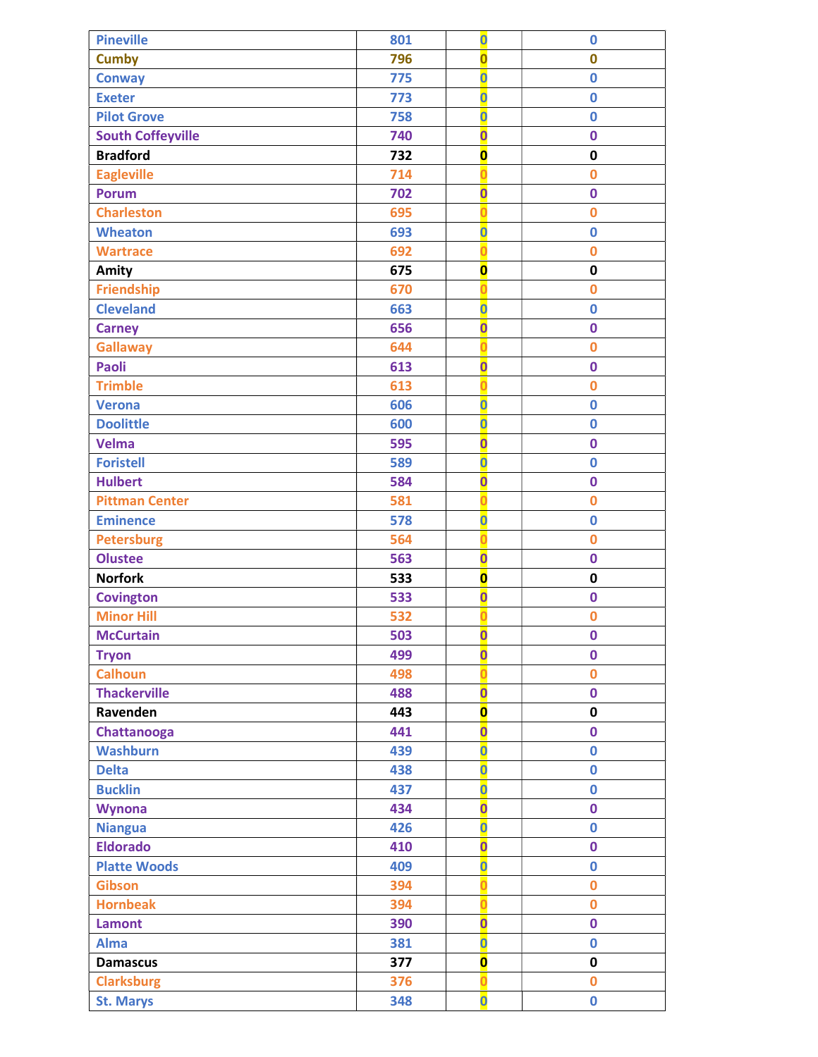| Pineville | 801 | 0 | 0 |
|---|---|---|---|
| Cumby | 796 | 0 | 0 |
| Conway | 775 | 0 | 0 |
| Exeter | 773 | 0 | 0 |
| Pilot Grove | 758 | 0 | 0 |
| South Coffeyville | 740 | 0 | 0 |
| Bradford | 732 | 0 | 0 |
| Eagleville | 714 | 0 | 0 |
| Porum | 702 | 0 | 0 |
| Charleston | 695 | 0 | 0 |
| Wheaton | 693 | 0 | 0 |
| Wartrace | 692 | 0 | 0 |
| Amity | 675 | 0 | 0 |
| Friendship | 670 | 0 | 0 |
| Cleveland | 663 | 0 | 0 |
| Carney | 656 | 0 | 0 |
| Gallaway | 644 | 0 | 0 |
| Paoli | 613 | 0 | 0 |
| Trimble | 613 | 0 | 0 |
| Verona | 606 | 0 | 0 |
| Doolittle | 600 | 0 | 0 |
| Velma | 595 | 0 | 0 |
| Foristell | 589 | 0 | 0 |
| Hulbert | 584 | 0 | 0 |
| Pittman Center | 581 | 0 | 0 |
| Eminence | 578 | 0 | 0 |
| Petersburg | 564 | 0 | 0 |
| Olustee | 563 | 0 | 0 |
| Norfork | 533 | 0 | 0 |
| Covington | 533 | 0 | 0 |
| Minor Hill | 532 | 0 | 0 |
| McCurtain | 503 | 0 | 0 |
| Tryon | 499 | 0 | 0 |
| Calhoun | 498 | 0 | 0 |
| Thackerville | 488 | 0 | 0 |
| Ravenden | 443 | 0 | 0 |
| Chattanooga | 441 | 0 | 0 |
| Washburn | 439 | 0 | 0 |
| Delta | 438 | 0 | 0 |
| Bucklin | 437 | 0 | 0 |
| Wynona | 434 | 0 | 0 |
| Niangua | 426 | 0 | 0 |
| Eldorado | 410 | 0 | 0 |
| Platte Woods | 409 | 0 | 0 |
| Gibson | 394 | 0 | 0 |
| Hornbeak | 394 | 0 | 0 |
| Lamont | 390 | 0 | 0 |
| Alma | 381 | 0 | 0 |
| Damascus | 377 | 0 | 0 |
| Clarksburg | 376 | 0 | 0 |
| St. Marys | 348 | 0 | 0 |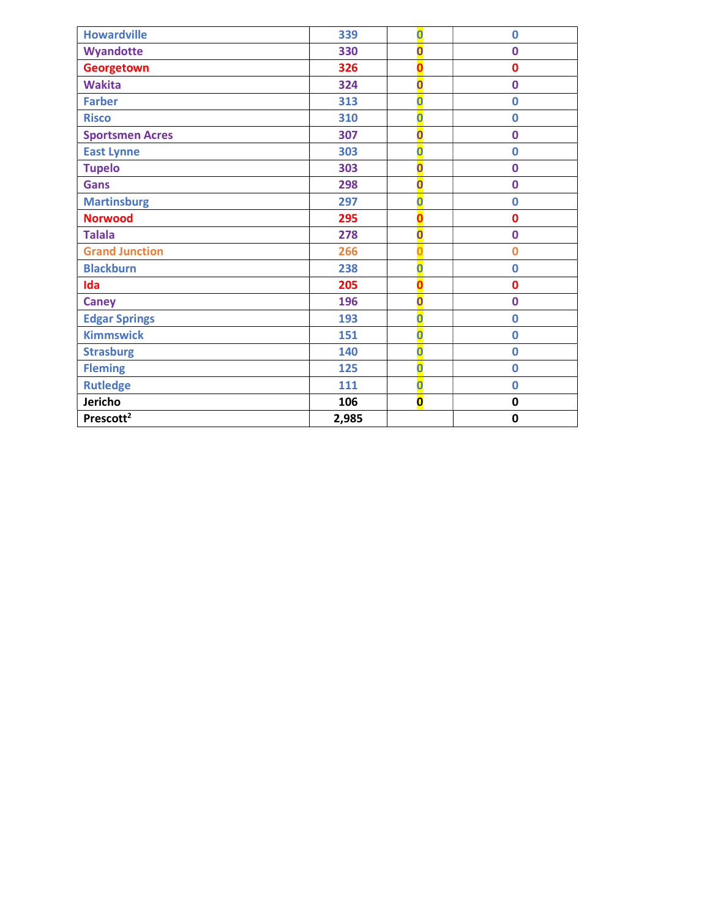| | | | |
|---|---|---|---|
| **Howardville** | **339** | **0** | **0** |
| **Wyandotte** | **330** | **0** | **0** |
| **Georgetown** | **326** | **0** | **0** |
| **Wakita** | **324** | **0** | **0** |
| **Farber** | **313** | **0** | **0** |
| **Risco** | **310** | **0** | **0** |
| **Sportsmen Acres** | **307** | **0** | **0** |
| **East Lynne** | **303** | **0** | **0** |
| **Tupelo** | **303** | **0** | **0** |
| **Gans** | **298** | **0** | **0** |
| **Martinsburg** | **297** | **0** | **0** |
| **Norwood** | **295** | **0** | **0** |
| **Talala** | **278** | **0** | **0** |
| **Grand Junction** | **266** | **0** | **0** |
| **Blackburn** | **238** | **0** | **0** |
| **Ida** | **205** | **0** | **0** |
| **Caney** | **196** | **0** | **0** |
| **Edgar Springs** | **193** | **0** | **0** |
| **Kimmswick** | **151** | **0** | **0** |
| **Strasburg** | **140** | **0** | **0** |
| **Fleming** | **125** | **0** | **0** |
| **Rutledge** | **111** | **0** | **0** |
| **Jericho** | **106** | **0** | **0** |
| **Prescott[2]** | **2,985** | | **0** |